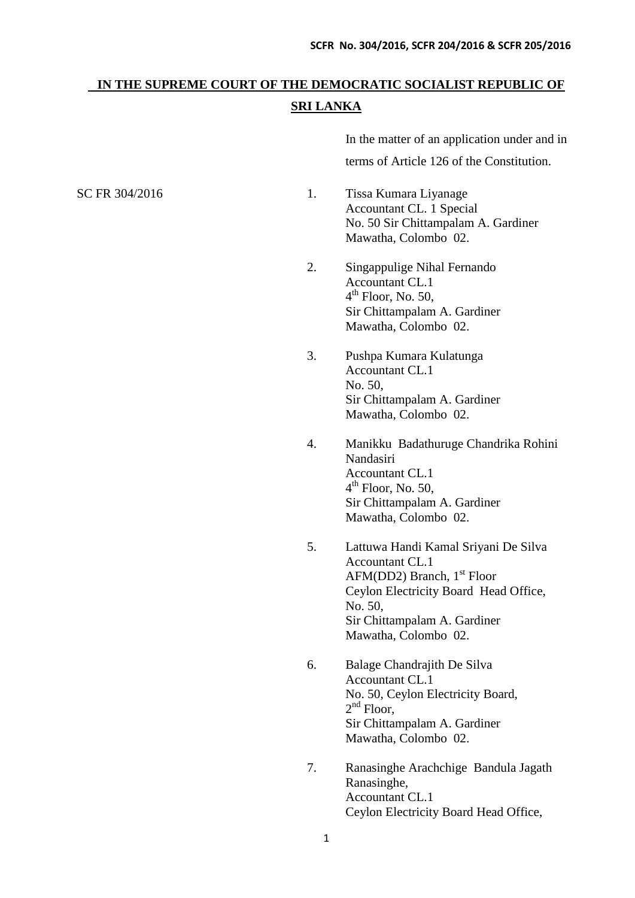# IN THE SUPREME COURT OF THE DEMOCRATIC SOCIALIST REPUBLIC OF SRI LANKA

In the matter of an application under and in terms of Article 126 of the Constitution.

SC FR 304/2016

1. Tissa Kumara Liyanage
   Accountant CL. 1 Special
   No. 50 Sir Chittampalam A. Gardiner
   Mawatha, Colombo 02.

2. Singappulige Nihal Fernando
   Accountant CL.1
   4th Floor, No. 50,
   Sir Chittampalam A. Gardiner
   Mawatha, Colombo 02.

3. Pushpa Kumara Kulatunga
   Accountant CL.1
   No. 50,
   Sir Chittampalam A. Gardiner
   Mawatha, Colombo 02.

4. Manikku Badathuruge Chandrika Rohini Nandasiri
   Accountant CL.1
   4th Floor, No. 50,
   Sir Chittampalam A. Gardiner
   Mawatha, Colombo 02.

5. Lattuwa Handi Kamal Sriyani De Silva
   Accountant CL.1
   AFM(DD2) Branch, 1st Floor
   Ceylon Electricity Board Head Office,
   No. 50,
   Sir Chittampalam A. Gardiner
   Mawatha, Colombo 02.

6. Balage Chandrajith De Silva
   Accountant CL.1
   No. 50, Ceylon Electricity Board,
   2nd Floor,
   Sir Chittampalam A. Gardiner
   Mawatha, Colombo 02.

7. Ranasinghe Arachchige Bandula Jagath Ranasinghe,
   Accountant CL.1
   Ceylon Electricity Board Head Office,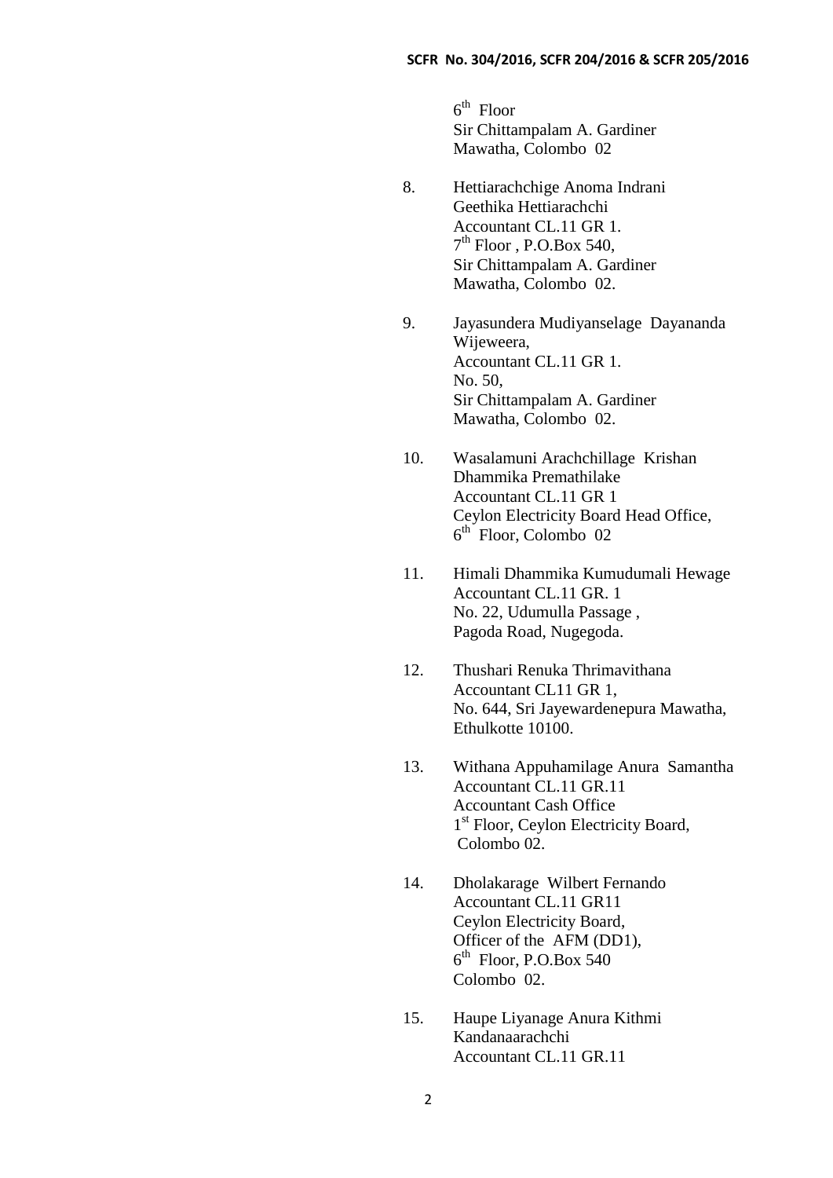6th Floor
Sir Chittampalam A. Gardiner
Mawatha, Colombo 02

8. Hettiarachchige Anoma Indrani
   Geethika Hettiarachchi
   Accountant CL.11 GR 1.
   7th Floor , P.O.Box 540,
   Sir Chittampalam A. Gardiner
   Mawatha, Colombo 02.

9. Jayasundera Mudiyanselage Dayananda
   Wijeweera,
   Accountant CL.11 GR 1.
   No. 50,
   Sir Chittampalam A. Gardiner
   Mawatha, Colombo 02.

10. Wasalamuni Arachchillage Krishan
    Dhammika Premathilake
    Accountant CL.11 GR 1
    Ceylon Electricity Board Head Office,
    6th Floor, Colombo 02

11. Himali Dhammika Kumudumali Hewage
    Accountant CL.11 GR. 1
    No. 22, Udumulla Passage ,
    Pagoda Road, Nugegoda.

12. Thushari Renuka Thrimavithana
    Accountant CL11 GR 1,
    No. 644, Sri Jayewardenepura Mawatha,
    Ethulkotte 10100.

13. Withana Appuhamilage Anura Samantha
    Accountant CL.11 GR.11
    Accountant Cash Office
    1st Floor, Ceylon Electricity Board,
    Colombo 02.

14. Dholakarage Wilbert Fernando
    Accountant CL.11 GR11
    Ceylon Electricity Board,
    Officer of the AFM (DD1),
    6th Floor, P.O.Box 540
    Colombo 02.

15. Haupe Liyanage Anura Kithmi
    Kandanaarachchi
    Accountant CL.11 GR.11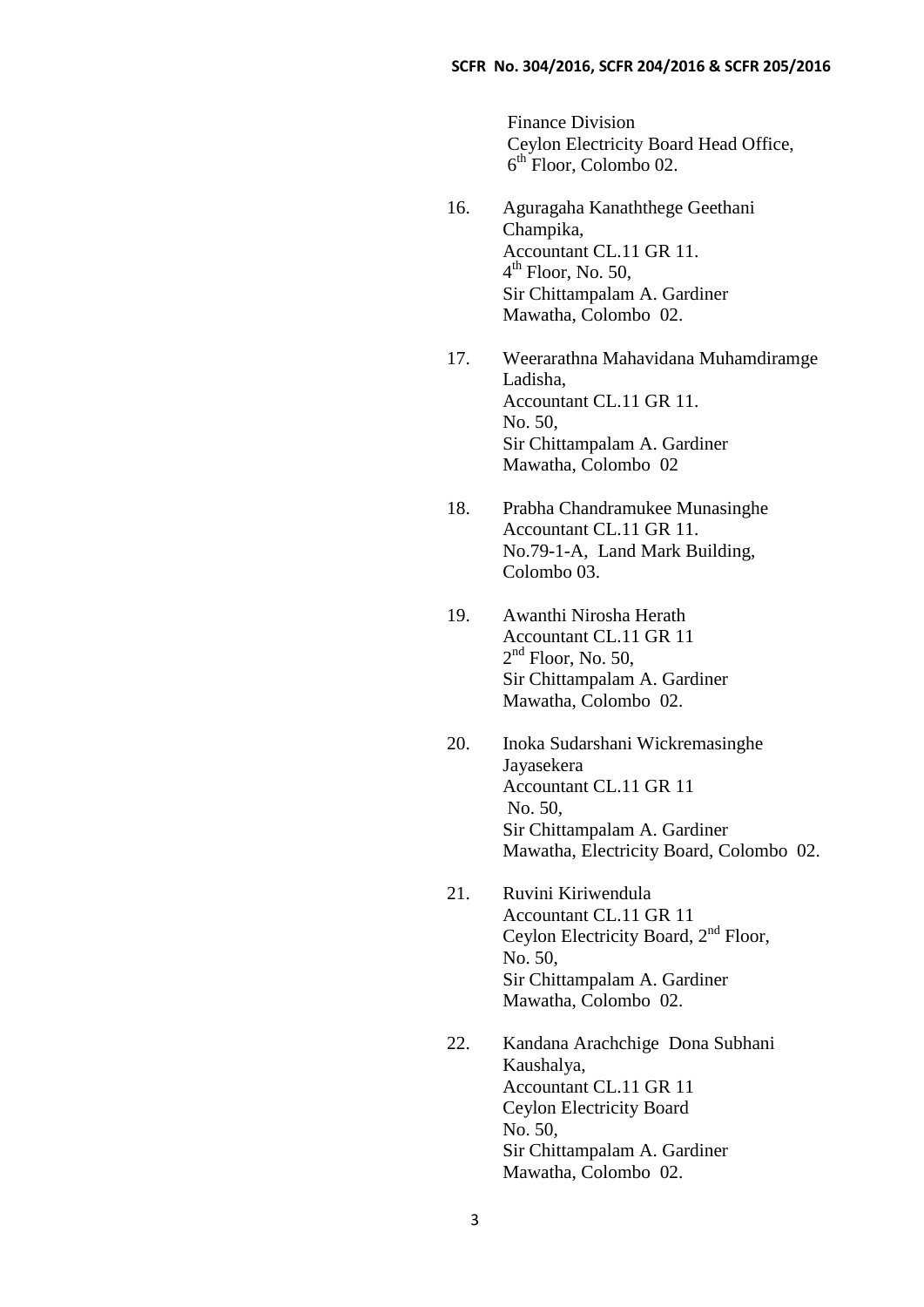Finance Division
Ceylon Electricity Board Head Office,
6th Floor, Colombo 02.

16. Aguragaha Kanaththege Geethani Champika,
Accountant CL.11 GR 11.
4th Floor, No. 50,
Sir Chittampalam A. Gardiner Mawatha, Colombo 02.

17. Weerarathna Mahavidana Muhamdiramge Ladisha,
Accountant CL.11 GR 11.
No. 50,
Sir Chittampalam A. Gardiner Mawatha, Colombo 02

18. Prabha Chandramukee Munasinghe
Accountant CL.11 GR 11.
No.79-1-A, Land Mark Building,
Colombo 03.

19. Awanthi Nirosha Herath
Accountant CL.11 GR 11
2nd Floor, No. 50,
Sir Chittampalam A. Gardiner Mawatha, Colombo 02.

20. Inoka Sudarshani Wickremasinghe Jayasekera
Accountant CL.11 GR 11
No. 50,
Sir Chittampalam A. Gardiner Mawatha, Electricity Board, Colombo 02.

21. Ruvini Kiriwendula
Accountant CL.11 GR 11
Ceylon Electricity Board, 2nd Floor,
No. 50,
Sir Chittampalam A. Gardiner Mawatha, Colombo 02.

22. Kandana Arachchige Dona Subhani Kaushalya,
Accountant CL.11 GR 11
Ceylon Electricity Board
No. 50,
Sir Chittampalam A. Gardiner Mawatha, Colombo 02.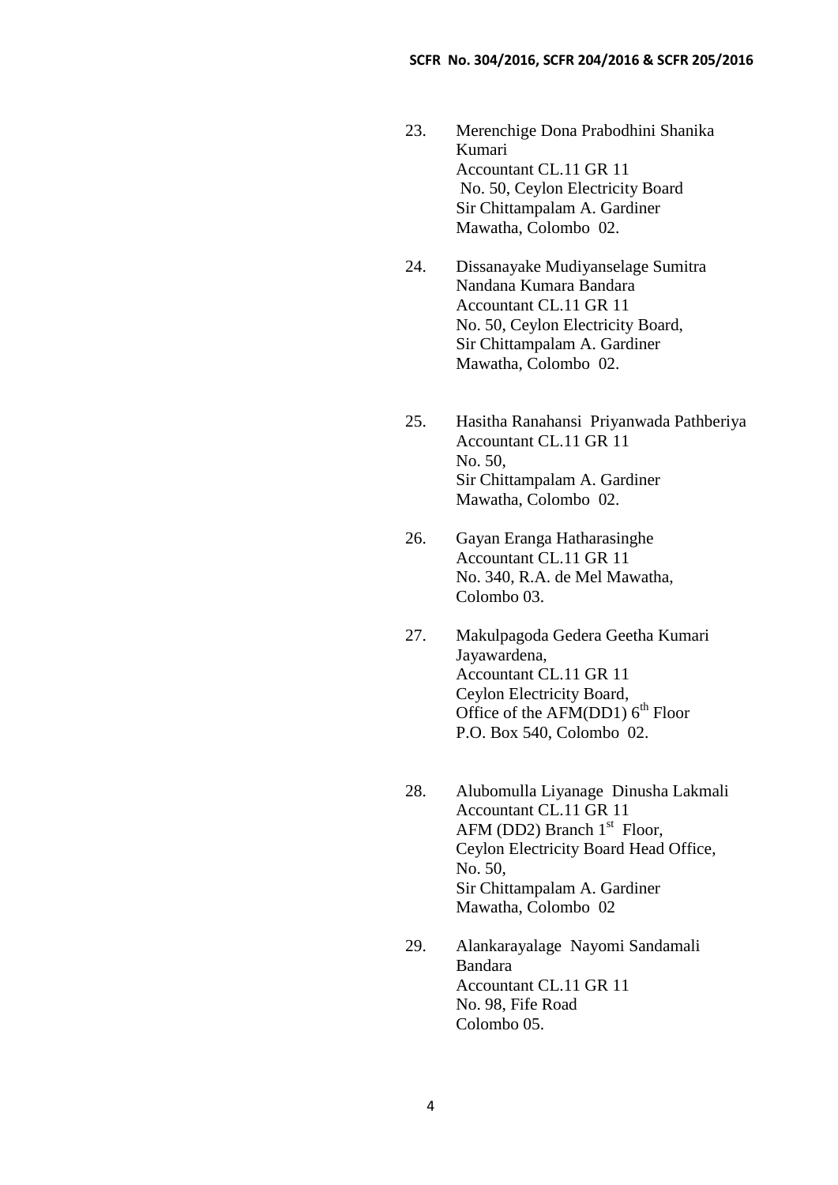23. Merenchige Dona Prabodhini Shanika Kumari
    Accountant CL.11 GR 11
    No. 50, Ceylon Electricity Board
    Sir Chittampalam A. Gardiner
    Mawatha, Colombo 02.

24. Dissanayake Mudiyanselage Sumitra Nandana Kumara Bandara
    Accountant CL.11 GR 11
    No. 50, Ceylon Electricity Board,
    Sir Chittampalam A. Gardiner
    Mawatha, Colombo 02.

25. Hasitha Ranahansi Priyanwada Pathberiya
    Accountant CL.11 GR 11
    No. 50,
    Sir Chittampalam A. Gardiner
    Mawatha, Colombo 02.

26. Gayan Eranga Hatharasinghe
    Accountant CL.11 GR 11
    No. 340, R.A. de Mel Mawatha,
    Colombo 03.

27. Makulpagoda Gedera Geetha Kumari Jayawardena,
    Accountant CL.11 GR 11
    Ceylon Electricity Board,
    Office of the AFM(DD1) 6th Floor
    P.O. Box 540, Colombo 02.

28. Alubomulla Liyanage Dinusha Lakmali
    Accountant CL.11 GR 11
    AFM (DD2) Branch 1st Floor,
    Ceylon Electricity Board Head Office,
    No. 50,
    Sir Chittampalam A. Gardiner
    Mawatha, Colombo 02

29. Alankarayalage Nayomi Sandamali Bandara
    Accountant CL.11 GR 11
    No. 98, Fife Road
    Colombo 05.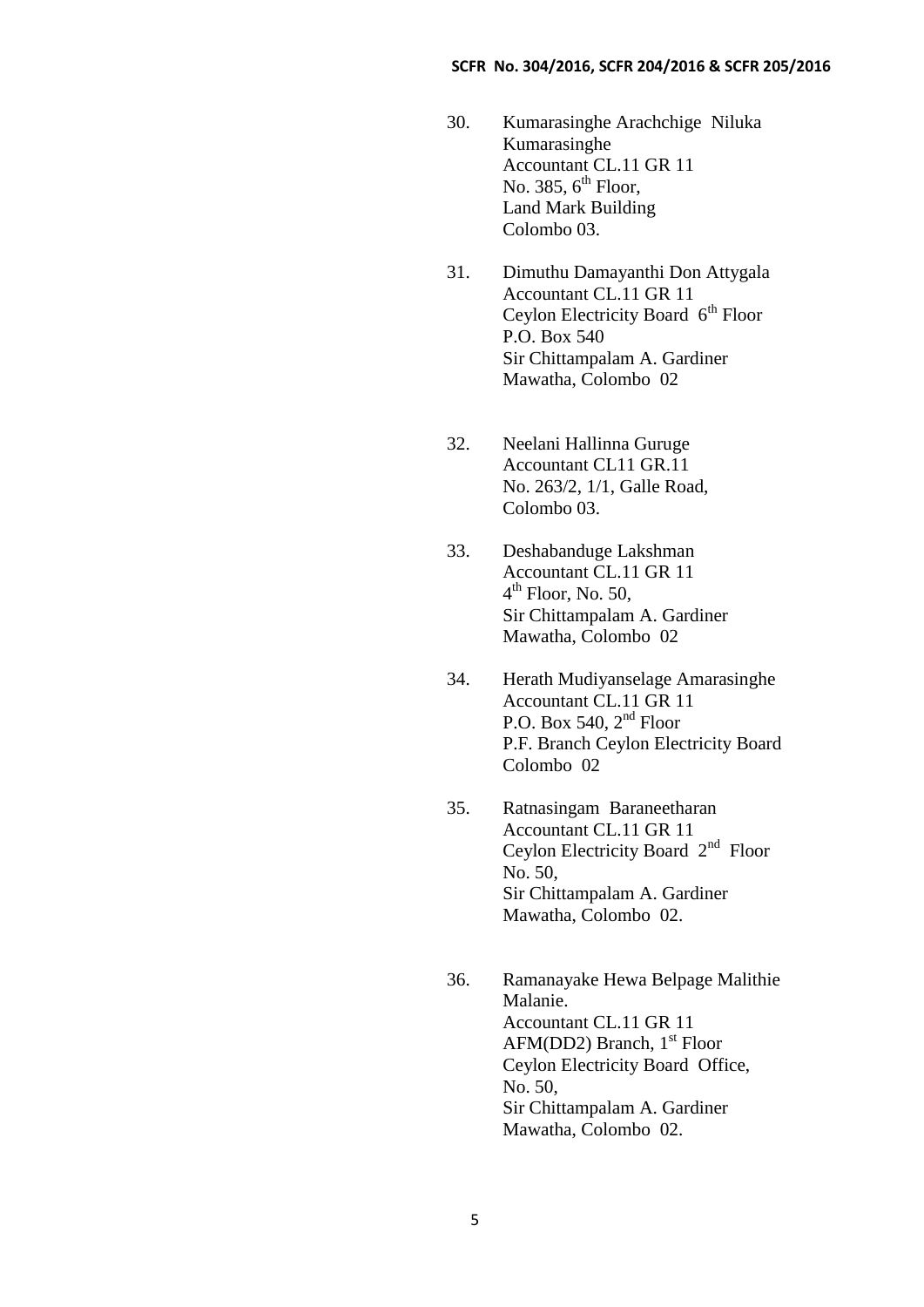30. Kumarasinghe Arachchige Niluka Kumarasinghe
    Accountant CL.11 GR 11
    No. 385, 6th Floor,
    Land Mark Building
    Colombo 03.

31. Dimuthu Damayanthi Don Attygala
    Accountant CL.11 GR 11
    Ceylon Electricity Board 6th Floor
    P.O. Box 540
    Sir Chittampalam A. Gardiner Mawatha, Colombo 02

32. Neelani Hallinna Guruge
    Accountant CL11 GR.11
    No. 263/2, 1/1, Galle Road,
    Colombo 03.

33. Deshabanduge Lakshman
    Accountant CL.11 GR 11
    4th Floor, No. 50,
    Sir Chittampalam A. Gardiner Mawatha, Colombo 02

34. Herath Mudiyanselage Amarasinghe
    Accountant CL.11 GR 11
    P.O. Box 540, 2nd Floor
    P.F. Branch Ceylon Electricity Board
    Colombo 02

35. Ratnasingam Baraneetharan
    Accountant CL.11 GR 11
    Ceylon Electricity Board 2nd Floor
    No. 50,
    Sir Chittampalam A. Gardiner Mawatha, Colombo 02.

36. Ramanayake Hewa Belpage Malithie Malanie.
    Accountant CL.11 GR 11
    AFM(DD2) Branch, 1st Floor
    Ceylon Electricity Board Office,
    No. 50,
    Sir Chittampalam A. Gardiner Mawatha, Colombo 02.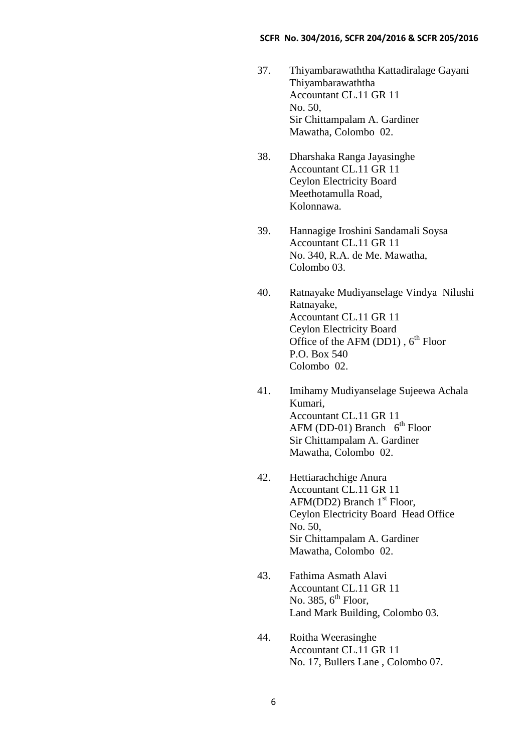37. Thiyambarawaththa Kattadiralage Gayani Thiyambarawaththa
    Accountant CL.11 GR 11
    No. 50,
    Sir Chittampalam A. Gardiner
    Mawatha, Colombo 02.

38. Dharshaka Ranga Jayasinghe
    Accountant CL.11 GR 11
    Ceylon Electricity Board
    Meethotamulla Road,
    Kolonnawa.

39. Hannagige Iroshini Sandamali Soysa
    Accountant CL.11 GR 11
    No. 340, R.A. de Me. Mawatha,
    Colombo 03.

40. Ratnayake Mudiyanselage Vindya Nilushi Ratnayake,
    Accountant CL.11 GR 11
    Ceylon Electricity Board
    Office of the AFM (DD1) , 6th Floor
    P.O. Box 540
    Colombo 02.

41. Imihamy Mudiyanselage Sujeewa Achala Kumari,
    Accountant CL.11 GR 11
    AFM (DD-01) Branch 6th Floor
    Sir Chittampalam A. Gardiner
    Mawatha, Colombo 02.

42. Hettiarachchige Anura
    Accountant CL.11 GR 11
    AFM(DD2) Branch 1st Floor,
    Ceylon Electricity Board Head Office
    No. 50,
    Sir Chittampalam A. Gardiner
    Mawatha, Colombo 02.

43. Fathima Asmath Alavi
    Accountant CL.11 GR 11
    No. 385, 6th Floor,
    Land Mark Building, Colombo 03.

44. Roitha Weerasinghe
    Accountant CL.11 GR 11
    No. 17, Bullers Lane , Colombo 07.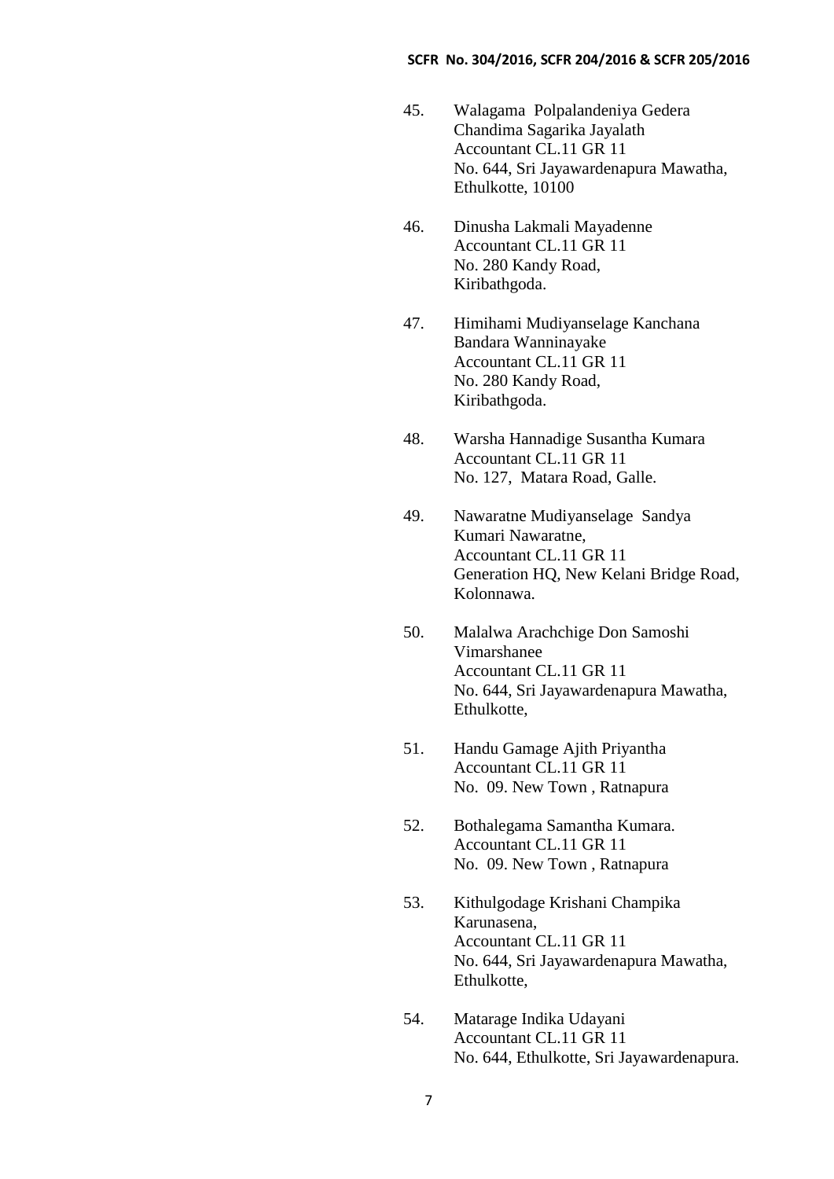45. Walagama Polpalandeniya Gedera Chandima Sagarika Jayalath
    Accountant CL.11 GR 11
    No. 644, Sri Jayawardenapura Mawatha,
    Ethulkotte, 10100

46. Dinusha Lakmali Mayadenne
    Accountant CL.11 GR 11
    No. 280 Kandy Road,
    Kiribathgoda.

47. Himihami Mudiyanselage Kanchana Bandara Wanninayake
    Accountant CL.11 GR 11
    No. 280 Kandy Road,
    Kiribathgoda.

48. Warsha Hannadige Susantha Kumara
    Accountant CL.11 GR 11
    No. 127, Matara Road, Galle.

49. Nawaratne Mudiyanselage Sandya Kumari Nawaratne,
    Accountant CL.11 GR 11
    Generation HQ, New Kelani Bridge Road,
    Kolonnawa.

50. Malalwa Arachchige Don Samoshi Vimarshanee
    Accountant CL.11 GR 11
    No. 644, Sri Jayawardenapura Mawatha,
    Ethulkotte,

51. Handu Gamage Ajith Priyantha
    Accountant CL.11 GR 11
    No. 09. New Town , Ratnapura

52. Bothalegama Samantha Kumara.
    Accountant CL.11 GR 11
    No. 09. New Town , Ratnapura

53. Kithulgodage Krishani Champika Karunasena,
    Accountant CL.11 GR 11
    No. 644, Sri Jayawardenapura Mawatha,
    Ethulkotte,

54. Matarage Indika Udayani
    Accountant CL.11 GR 11
    No. 644, Ethulkotte, Sri Jayawardenapura.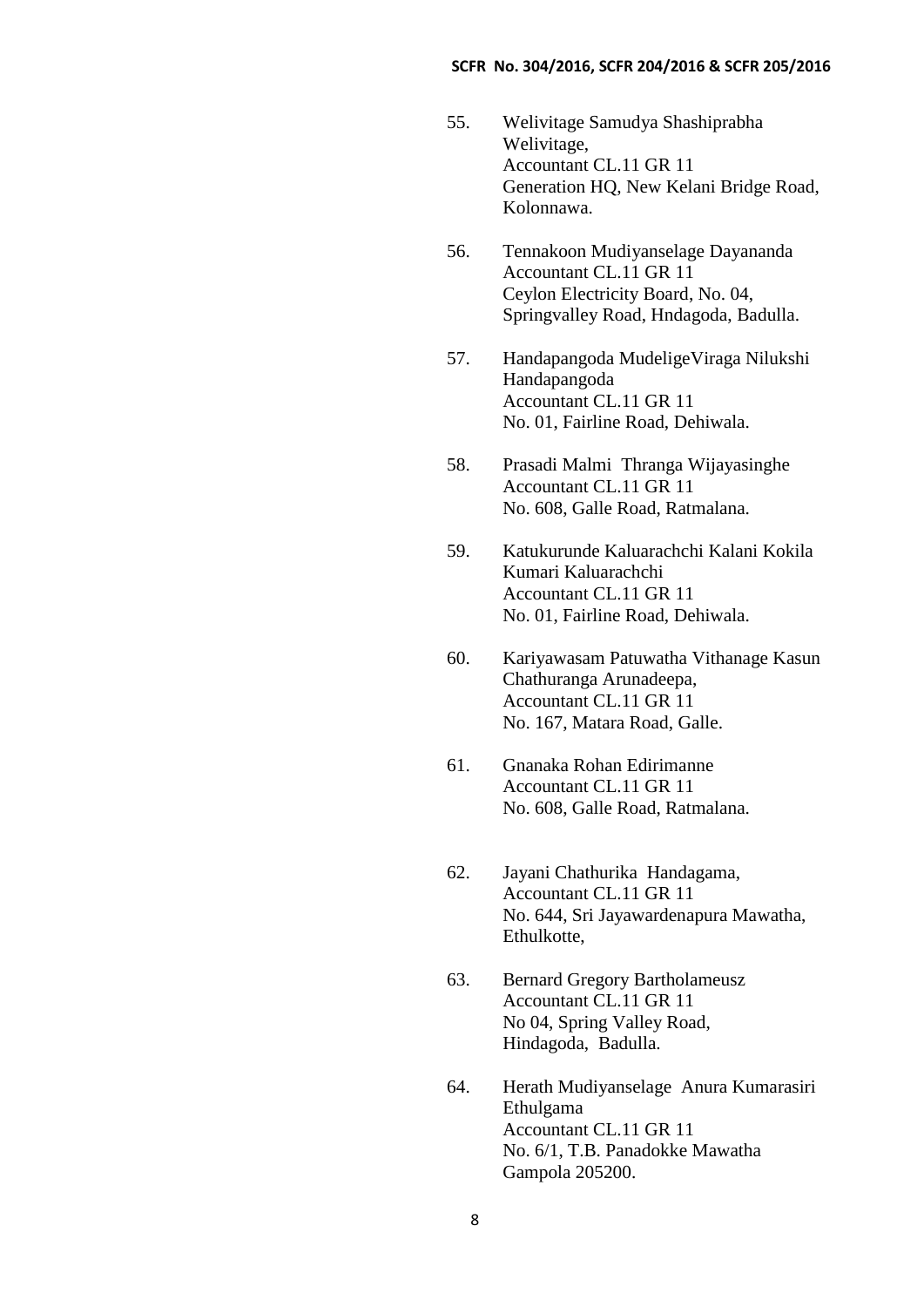55. Welivitage Samudya Shashiprabha Welivitage,
    Accountant CL.11 GR 11
    Generation HQ, New Kelani Bridge Road, Kolonnawa.

56. Tennakoon Mudiyanselage Dayananda
    Accountant CL.11 GR 11
    Ceylon Electricity Board, No. 04, Springvalley Road, Hndagoda, Badulla.

57. Handapangoda MudeligeViraga Nilukshi Handapangoda
    Accountant CL.11 GR 11
    No. 01, Fairline Road, Dehiwala.

58. Prasadi Malmi Thranga Wijayasinghe
    Accountant CL.11 GR 11
    No. 608, Galle Road, Ratmalana.

59. Katukurunde Kaluarachchi Kalani Kokila Kumari Kaluarachchi
    Accountant CL.11 GR 11
    No. 01, Fairline Road, Dehiwala.

60. Kariyawasam Patuwatha Vithanage Kasun Chathuranga Arunadeepa,
    Accountant CL.11 GR 11
    No. 167, Matara Road, Galle.

61. Gnanaka Rohan Edirimanne
    Accountant CL.11 GR 11
    No. 608, Galle Road, Ratmalana.

62. Jayani Chathurika Handagama,
    Accountant CL.11 GR 11
    No. 644, Sri Jayawardenapura Mawatha, Ethulkotte,

63. Bernard Gregory Bartholameusz
    Accountant CL.11 GR 11
    No 04, Spring Valley Road,
    Hindagoda, Badulla.

64. Herath Mudiyanselage Anura Kumarasiri Ethulgama
    Accountant CL.11 GR 11
    No. 6/1, T.B. Panadokke Mawatha
    Gampola 205200.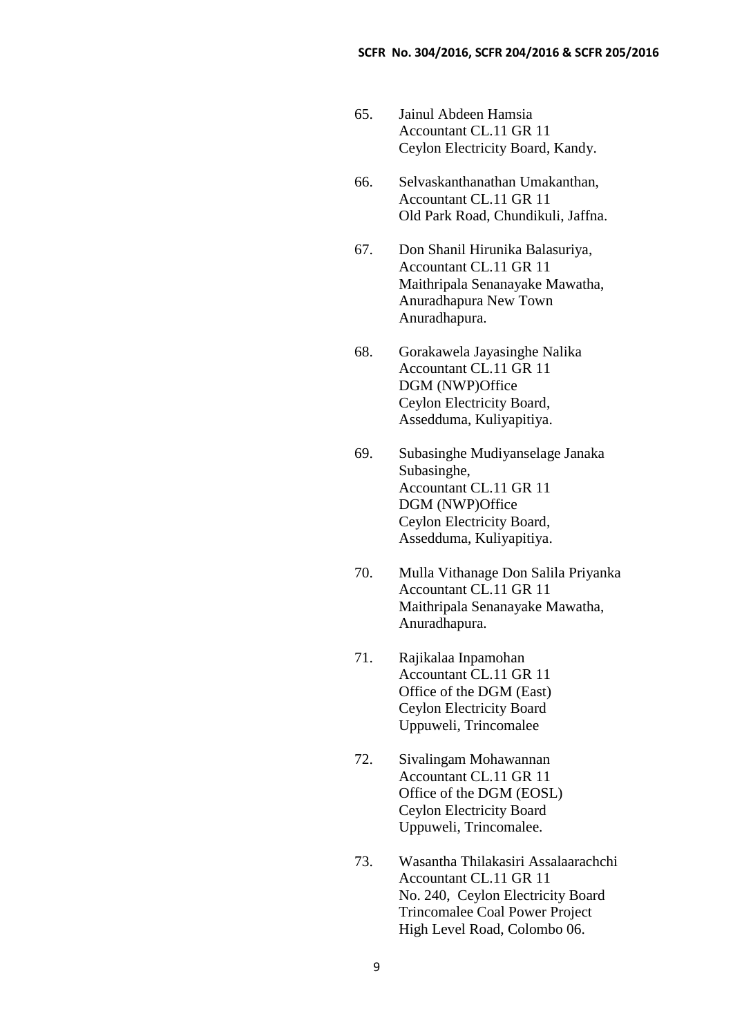65. Jainul Abdeen Hamsia
    Accountant CL.11 GR 11
    Ceylon Electricity Board, Kandy.

66. Selvaskanthanathan Umakanthan,
    Accountant CL.11 GR 11
    Old Park Road, Chundikuli, Jaffna.

67. Don Shanil Hirunika Balasuriya,
    Accountant CL.11 GR 11
    Maithripala Senanayake Mawatha,
    Anuradhapura New Town
    Anuradhapura.

68. Gorakawela Jayasinghe Nalika
    Accountant CL.11 GR 11
    DGM (NWP)Office
    Ceylon Electricity Board,
    Assedduma, Kuliyapitiya.

69. Subasinghe Mudiyanselage Janaka
    Subasinghe,
    Accountant CL.11 GR 11
    DGM (NWP)Office
    Ceylon Electricity Board,
    Assedduma, Kuliyapitiya.

70. Mulla Vithanage Don Salila Priyanka
    Accountant CL.11 GR 11
    Maithripala Senanayake Mawatha,
    Anuradhapura.

71. Rajikalaa Inpamohan
    Accountant CL.11 GR 11
    Office of the DGM (East)
    Ceylon Electricity Board
    Uppuweli, Trincomalee

72. Sivalingam Mohawannan
    Accountant CL.11 GR 11
    Office of the DGM (EOSL)
    Ceylon Electricity Board
    Uppuweli, Trincomalee.

73. Wasantha Thilakasiri Assalaarachchi
    Accountant CL.11 GR 11
    No. 240, Ceylon Electricity Board
    Trincomalee Coal Power Project
    High Level Road, Colombo 06.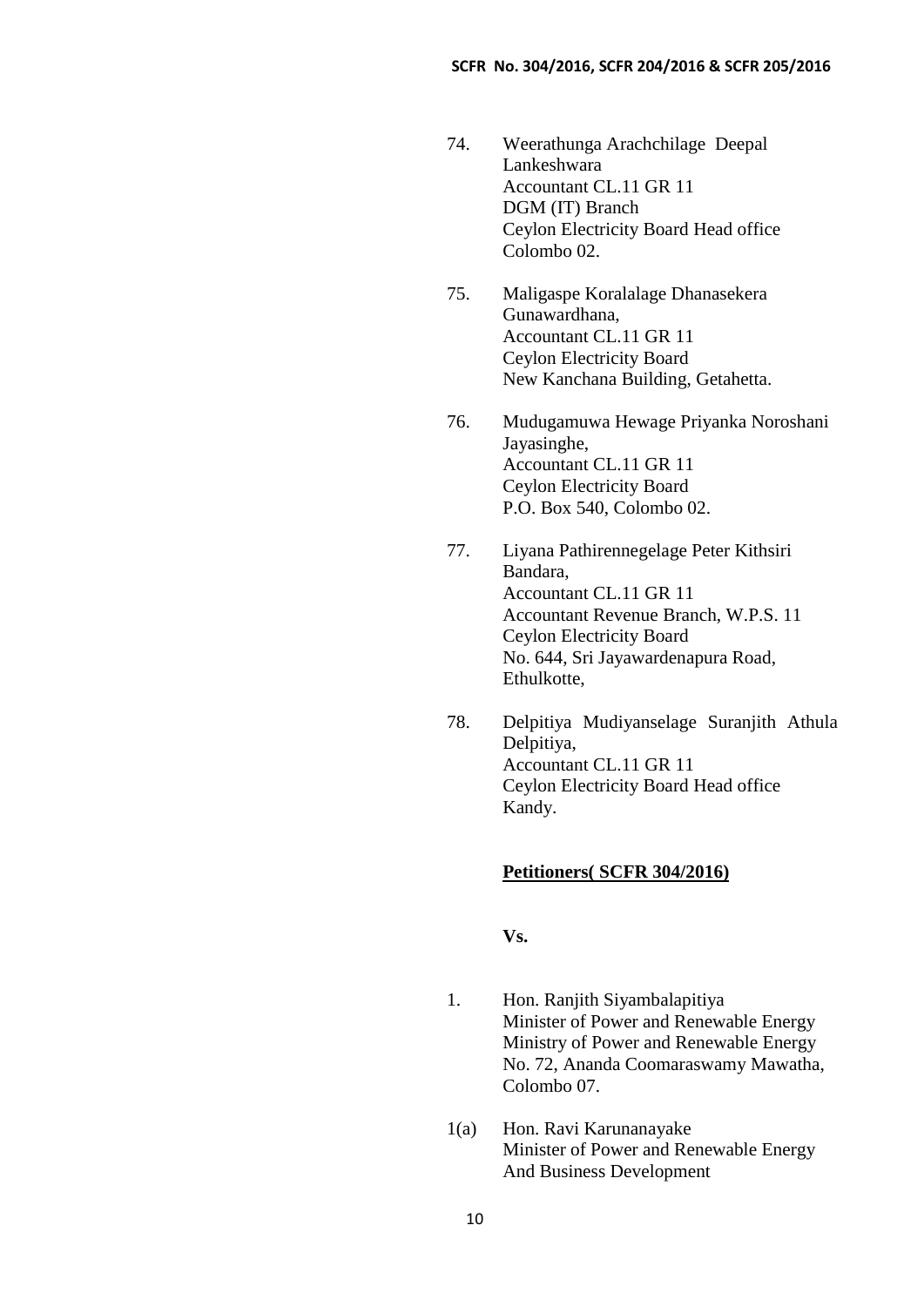74. Weerathunga Arachchilage Deepal Lankeshwara
    Accountant CL.11 GR 11
    DGM (IT) Branch
    Ceylon Electricity Board Head office
    Colombo 02.

75. Maligaspe Koralalage Dhanasekera Gunawardhana,
    Accountant CL.11 GR 11
    Ceylon Electricity Board
    New Kanchana Building, Getahetta.

76. Mudugamuwa Hewage Priyanka Noroshani Jayasinghe,
    Accountant CL.11 GR 11
    Ceylon Electricity Board
    P.O. Box 540, Colombo 02.

77. Liyana Pathirennegelage Peter Kithsiri Bandara,
    Accountant CL.11 GR 11
    Accountant Revenue Branch, W.P.S. 11
    Ceylon Electricity Board
    No. 644, Sri Jayawardenapura Road, Ethulkotte,

78. Delpitiya Mudiyanselage Suranjith Athula Delpitiya,
    Accountant CL.11 GR 11
    Ceylon Electricity Board Head office
    Kandy.

**Petitioners( SCFR 304/2016)**

**Vs.**

1. Hon. Ranjith Siyambalapitiya
   Minister of Power and Renewable Energy
   Ministry of Power and Renewable Energy
   No. 72, Ananda Coomaraswamy Mawatha, Colombo 07.

1(a) Hon. Ravi Karunanayake
   Minister of Power and Renewable Energy
   And Business Development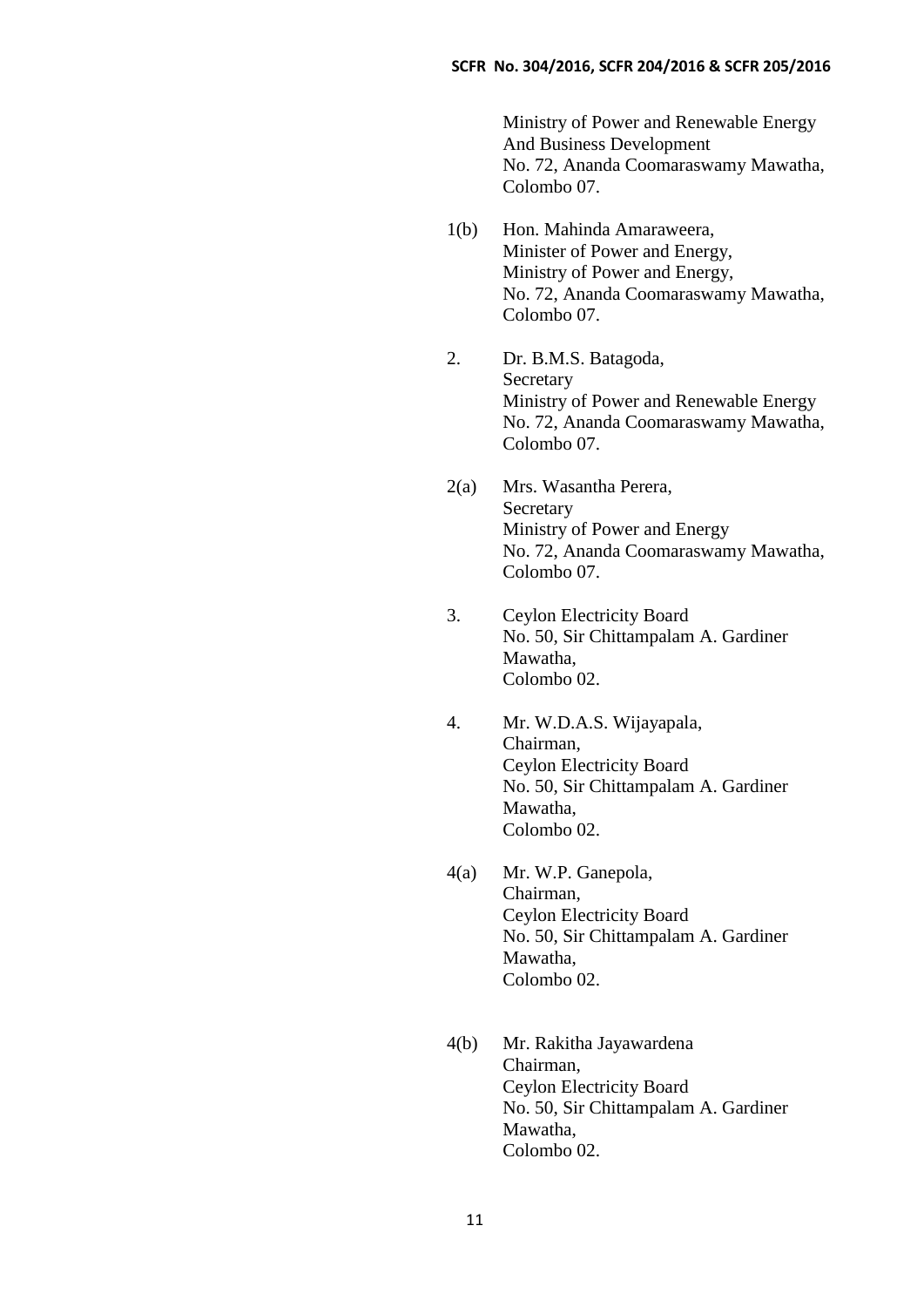Ministry of Power and Renewable Energy
And Business Development
No. 72, Ananda Coomaraswamy Mawatha,
Colombo 07.

1(b) Hon. Mahinda Amaraweera,
Minister of Power and Energy,
Ministry of Power and Energy,
No. 72, Ananda Coomaraswamy Mawatha,
Colombo 07.

2. Dr. B.M.S. Batagoda,
Secretary
Ministry of Power and Renewable Energy
No. 72, Ananda Coomaraswamy Mawatha,
Colombo 07.

2(a) Mrs. Wasantha Perera,
Secretary
Ministry of Power and Energy
No. 72, Ananda Coomaraswamy Mawatha,
Colombo 07.

3. Ceylon Electricity Board
No. 50, Sir Chittampalam A. Gardiner
Mawatha,
Colombo 02.

4. Mr. W.D.A.S. Wijayapala,
Chairman,
Ceylon Electricity Board
No. 50, Sir Chittampalam A. Gardiner
Mawatha,
Colombo 02.

4(a) Mr. W.P. Ganepola,
Chairman,
Ceylon Electricity Board
No. 50, Sir Chittampalam A. Gardiner
Mawatha,
Colombo 02.

4(b) Mr. Rakitha Jayawardena
Chairman,
Ceylon Electricity Board
No. 50, Sir Chittampalam A. Gardiner
Mawatha,
Colombo 02.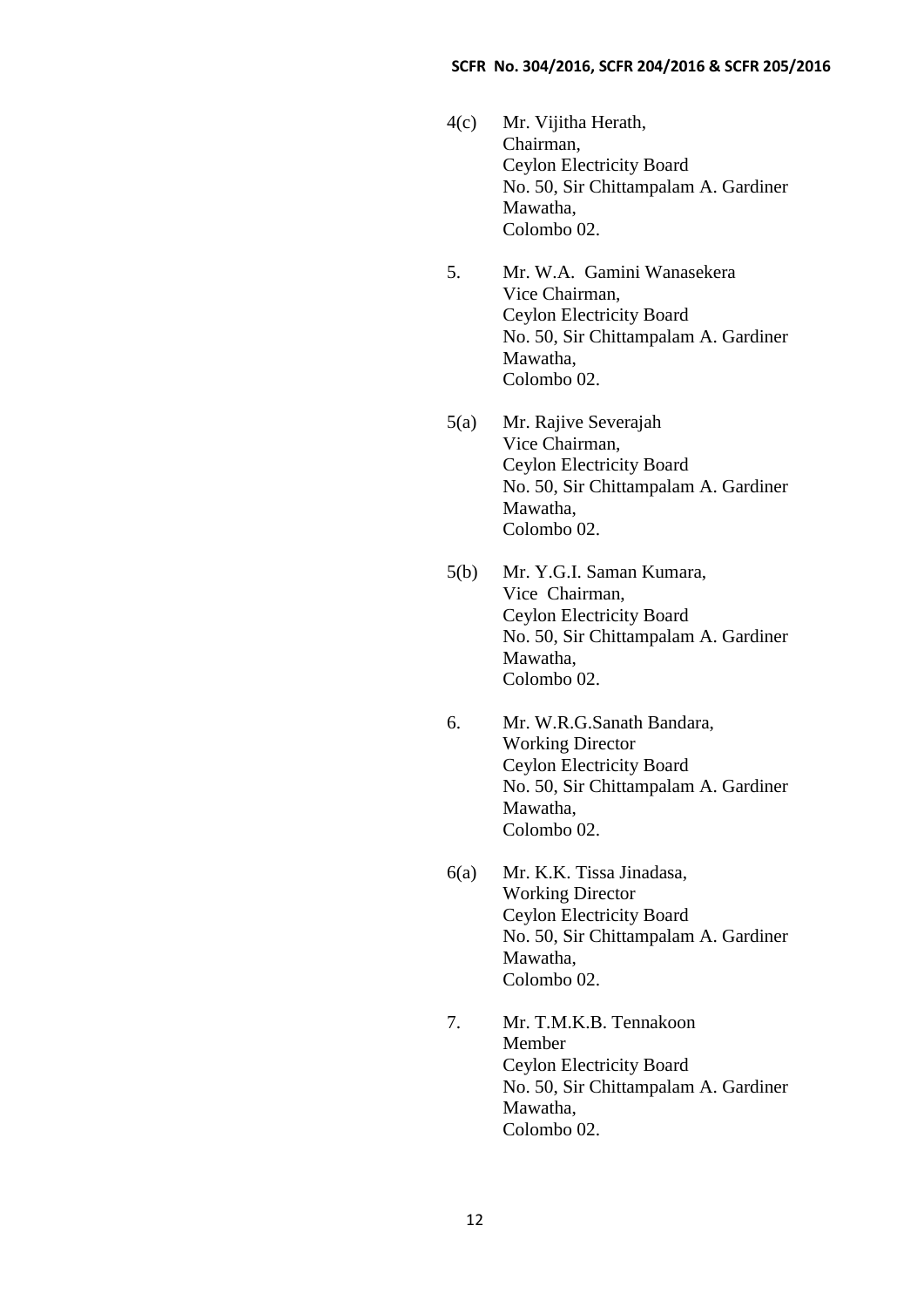4(c) Mr. Vijitha Herath,
Chairman,
Ceylon Electricity Board
No. 50, Sir Chittampalam A. Gardiner
Mawatha,
Colombo 02.

5. Mr. W.A. Gamini Wanasekera
Vice Chairman,
Ceylon Electricity Board
No. 50, Sir Chittampalam A. Gardiner
Mawatha,
Colombo 02.

5(a) Mr. Rajive Severajah
Vice Chairman,
Ceylon Electricity Board
No. 50, Sir Chittampalam A. Gardiner
Mawatha,
Colombo 02.

5(b) Mr. Y.G.I. Saman Kumara,
Vice Chairman,
Ceylon Electricity Board
No. 50, Sir Chittampalam A. Gardiner
Mawatha,
Colombo 02.

6. Mr. W.R.G.Sanath Bandara,
Working Director
Ceylon Electricity Board
No. 50, Sir Chittampalam A. Gardiner
Mawatha,
Colombo 02.

6(a) Mr. K.K. Tissa Jinadasa,
Working Director
Ceylon Electricity Board
No. 50, Sir Chittampalam A. Gardiner
Mawatha,
Colombo 02.

7. Mr. T.M.K.B. Tennakoon
Member
Ceylon Electricity Board
No. 50, Sir Chittampalam A. Gardiner
Mawatha,
Colombo 02.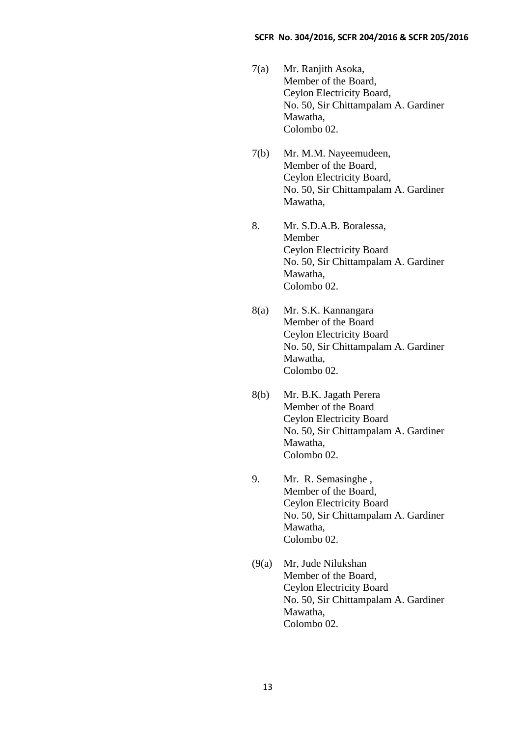7(a) Mr. Ranjith Asoka,
Member of the Board,
Ceylon Electricity Board,
No. 50, Sir Chittampalam A. Gardiner Mawatha,
Colombo 02.

7(b) Mr. M.M. Nayeemudeen,
Member of the Board,
Ceylon Electricity Board,
No. 50, Sir Chittampalam A. Gardiner Mawatha,

8. Mr. S.D.A.B. Boralessa,
Member
Ceylon Electricity Board
No. 50, Sir Chittampalam A. Gardiner Mawatha,
Colombo 02.

8(a) Mr. S.K. Kannangara
Member of the Board
Ceylon Electricity Board
No. 50, Sir Chittampalam A. Gardiner Mawatha,
Colombo 02.

8(b) Mr. B.K. Jagath Perera
Member of the Board
Ceylon Electricity Board
No. 50, Sir Chittampalam A. Gardiner Mawatha,
Colombo 02.

9. Mr. R. Semasinghe ,
Member of the Board,
Ceylon Electricity Board
No. 50, Sir Chittampalam A. Gardiner Mawatha,
Colombo 02.

(9(a) Mr, Jude Nilukshan
Member of the Board,
Ceylon Electricity Board
No. 50, Sir Chittampalam A. Gardiner Mawatha,
Colombo 02.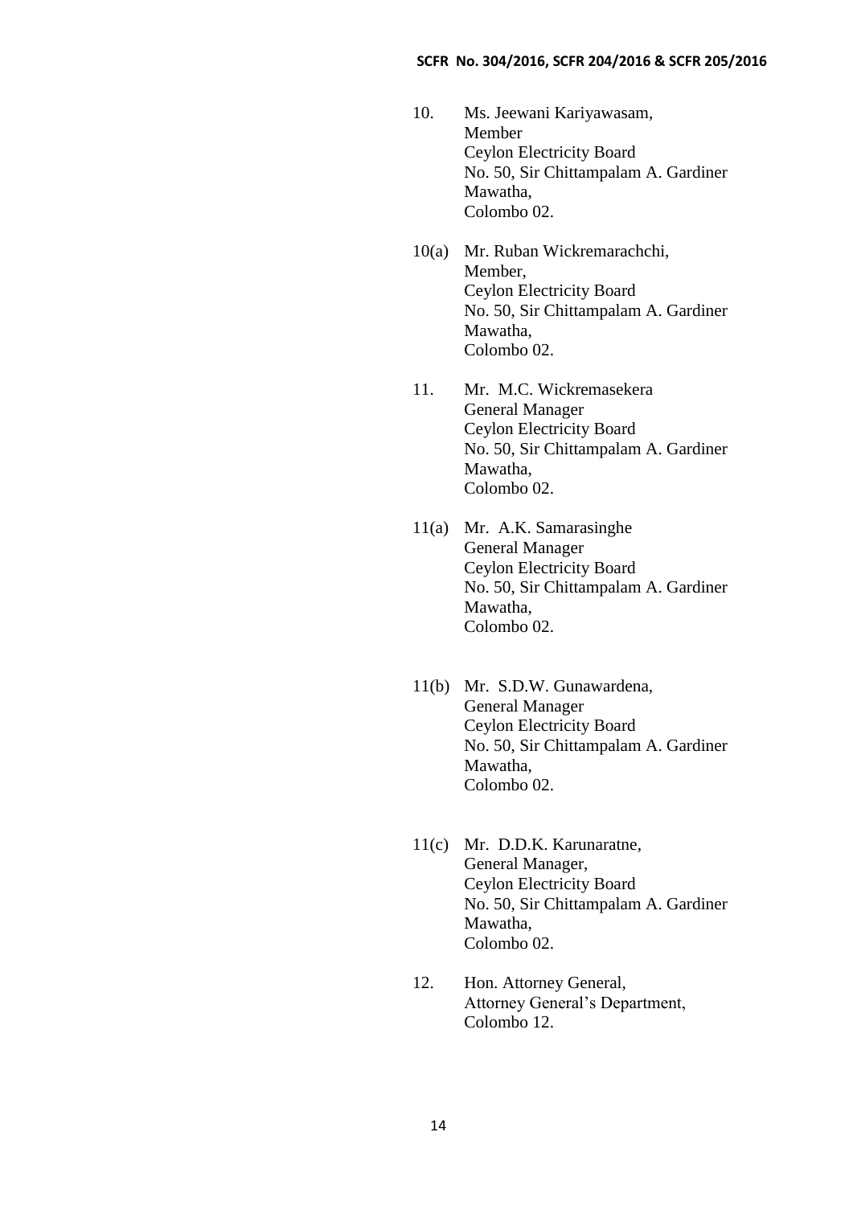10. Ms. Jeewani Kariyawasam,
    Member
    Ceylon Electricity Board
    No. 50, Sir Chittampalam A. Gardiner Mawatha,
    Colombo 02.

10(a) Mr. Ruban Wickremarachchi,
    Member,
    Ceylon Electricity Board
    No. 50, Sir Chittampalam A. Gardiner Mawatha,
    Colombo 02.

11. Mr. M.C. Wickremasekera
    General Manager
    Ceylon Electricity Board
    No. 50, Sir Chittampalam A. Gardiner Mawatha,
    Colombo 02.

11(a) Mr. A.K. Samarasinghe
    General Manager
    Ceylon Electricity Board
    No. 50, Sir Chittampalam A. Gardiner Mawatha,
    Colombo 02.

11(b) Mr. S.D.W. Gunawardena,
    General Manager
    Ceylon Electricity Board
    No. 50, Sir Chittampalam A. Gardiner Mawatha,
    Colombo 02.

11(c) Mr. D.D.K. Karunaratne,
    General Manager,
    Ceylon Electricity Board
    No. 50, Sir Chittampalam A. Gardiner Mawatha,
    Colombo 02.

12. Hon. Attorney General,
    Attorney General's Department,
    Colombo 12.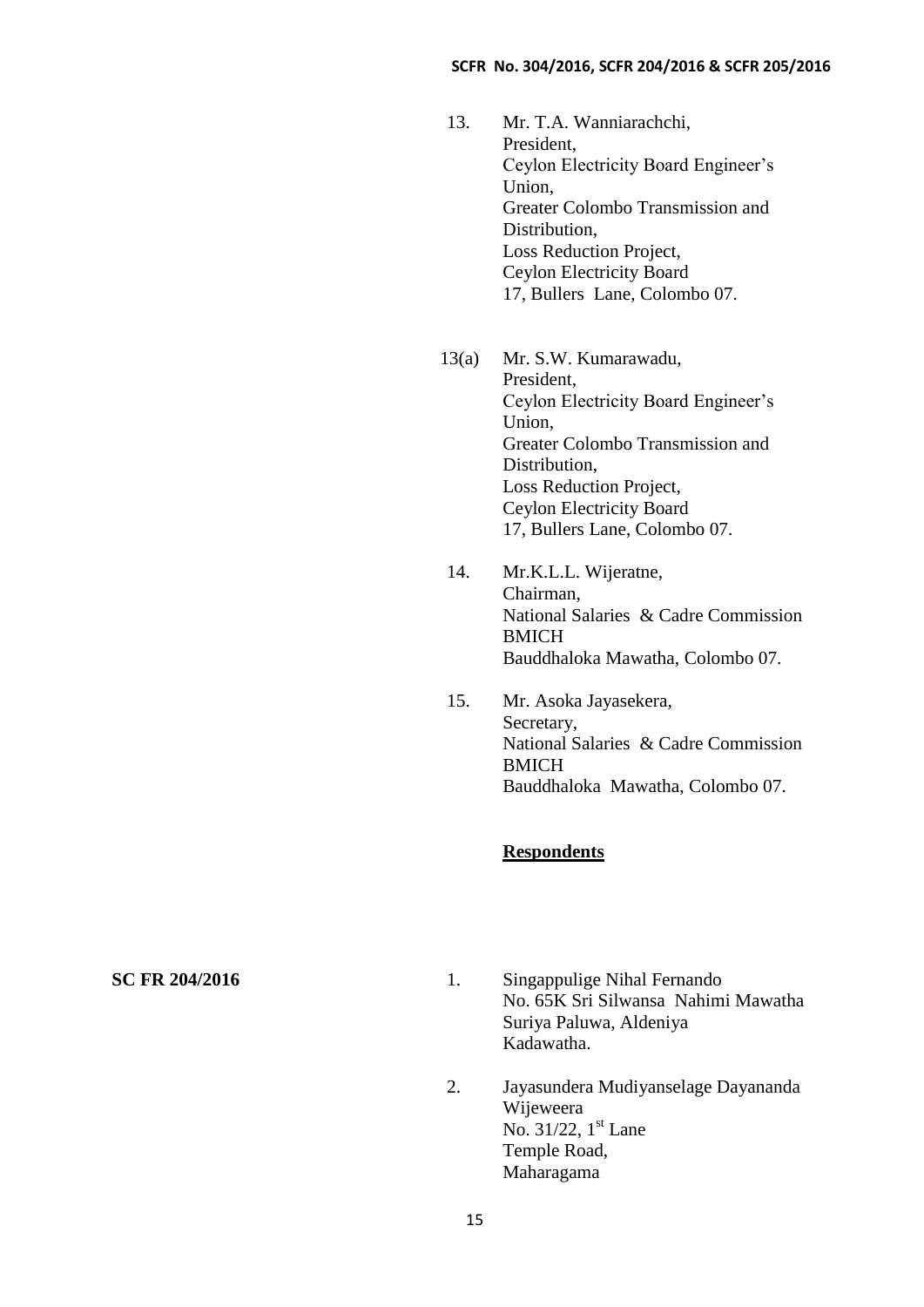13. Mr. T.A. Wanniarachchi,
    President,
    Ceylon Electricity Board Engineer's Union,
    Greater Colombo Transmission and Distribution,
    Loss Reduction Project,
    Ceylon Electricity Board
    17, Bullers Lane, Colombo 07.

13(a) Mr. S.W. Kumarawadu,
    President,
    Ceylon Electricity Board Engineer's Union,
    Greater Colombo Transmission and Distribution,
    Loss Reduction Project,
    Ceylon Electricity Board
    17, Bullers Lane, Colombo 07.

14. Mr.K.L.L. Wijeratne,
    Chairman,
    National Salaries & Cadre Commission
    BMICH
    Bauddhaloka Mawatha, Colombo 07.

15. Mr. Asoka Jayasekera,
    Secretary,
    National Salaries & Cadre Commission
    BMICH
    Bauddhaloka Mawatha, Colombo 07.

**Respondents**

**SC FR 204/2016**

1. Singappulige Nihal Fernando
   No. 65K Sri Silwansa Nahimi Mawatha
   Suriya Paluwa, Aldeniya
   Kadawatha.

2. Jayasundera Mudiyanselage Dayananda Wijeweera
   No. 31/22, 1st Lane
   Temple Road,
   Maharagama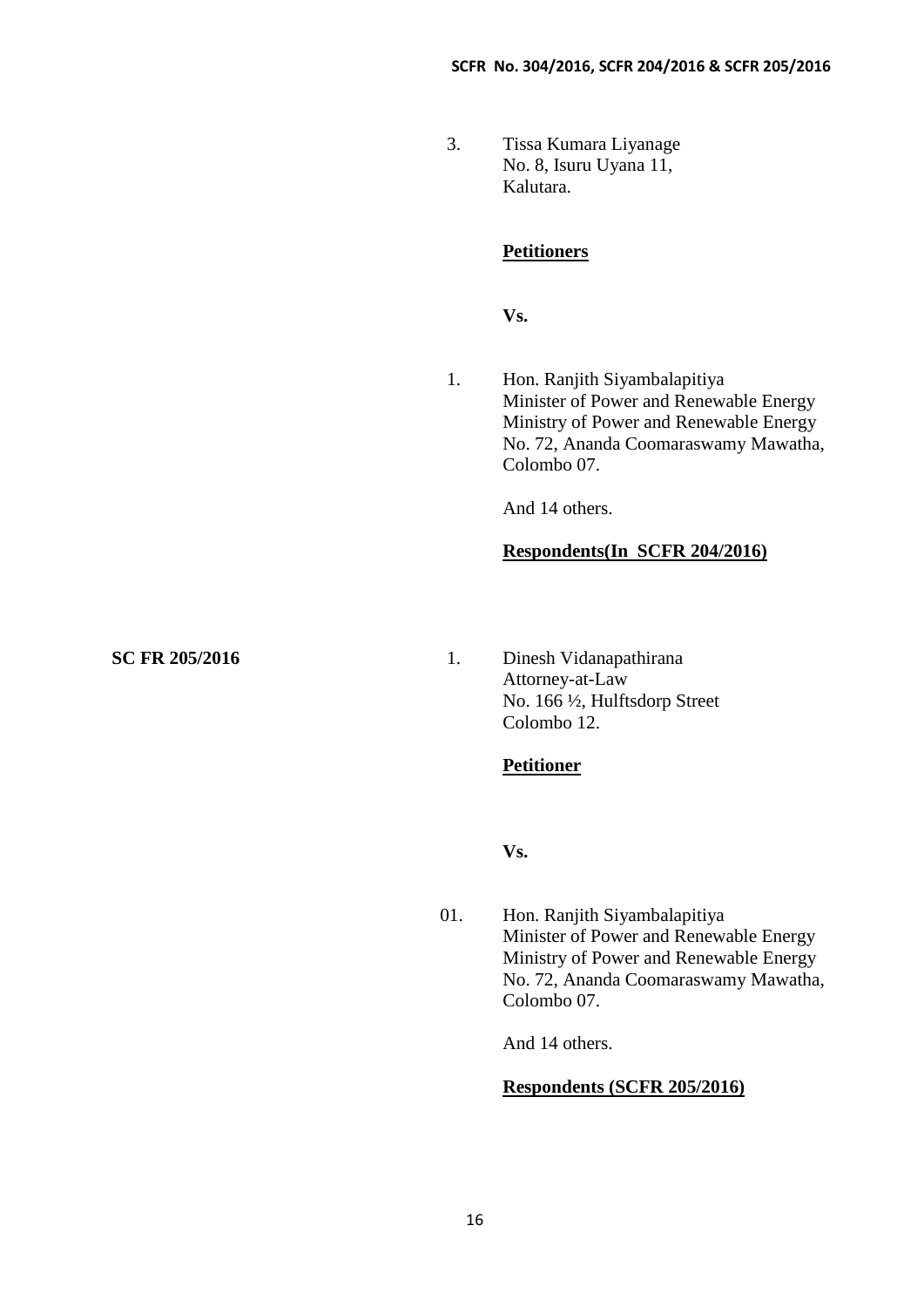3. Tissa Kumara Liyanage
   No. 8, Isuru Uyana 11,
   Kalutara.

**Petitioners**

**Vs.**

1. Hon. Ranjith Siyambalapitiya
   Minister of Power and Renewable Energy
   Ministry of Power and Renewable Energy
   No. 72, Ananda Coomaraswamy Mawatha,
   Colombo 07.

   And 14 others.

**Respondents(In SCFR 204/2016)**

**SC FR 205/2016**

1. Dinesh Vidanapathirana
   Attorney-at-Law
   No. 166 ½, Hulftsdorp Street
   Colombo 12.

**Petitioner**

**Vs.**

01. Hon. Ranjith Siyambalapitiya
    Minister of Power and Renewable Energy
    Ministry of Power and Renewable Energy
    No. 72, Ananda Coomaraswamy Mawatha,
    Colombo 07.

    And 14 others.

**Respondents (SCFR 205/2016)**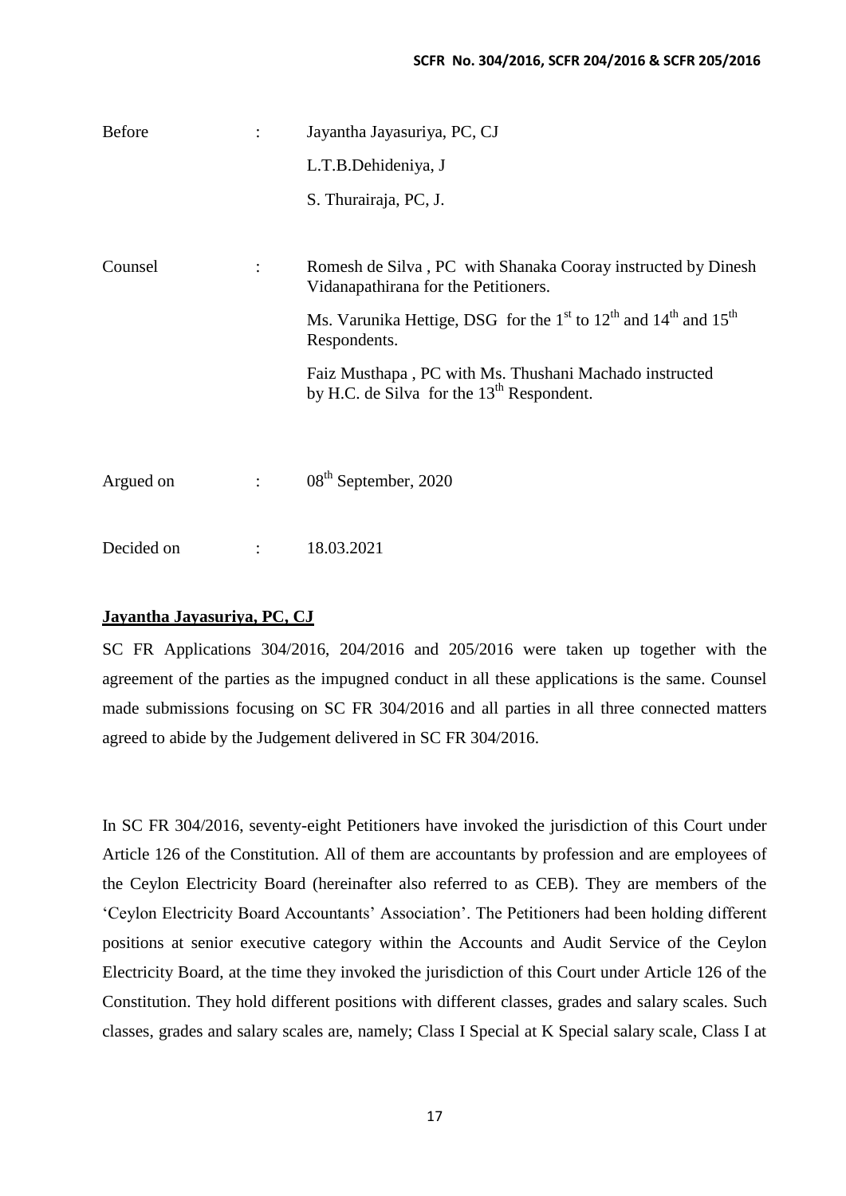| | | |
|---|---|---|
| Before | : | Jayantha Jayasuriya, PC, CJ |
| | | L.T.B.Dehideniya, J |
| | | S. Thurairaja, PC, J. |
| Counsel | : | Romesh de Silva , PC with Shanaka Cooray instructed by Dinesh Vidanapathirana for the Petitioners. |
| | | Ms. Varunika Hettige, DSG for the 1st to 12th and 14th and 15th Respondents. |
| | | Faiz Musthapa , PC with Ms. Thushani Machado instructed by H.C. de Silva for the 13th Respondent. |
| Argued on | : | 08th September, 2020 |
| Decided on | : | 18.03.2021 |

**Jayantha Jayasuriya, PC, CJ**

SC FR Applications 304/2016, 204/2016 and 205/2016 were taken up together with the agreement of the parties as the impugned conduct in all these applications is the same. Counsel made submissions focusing on SC FR 304/2016 and all parties in all three connected matters agreed to abide by the Judgement delivered in SC FR 304/2016.

In SC FR 304/2016, seventy-eight Petitioners have invoked the jurisdiction of this Court under Article 126 of the Constitution. All of them are accountants by profession and are employees of the Ceylon Electricity Board (hereinafter also referred to as CEB). They are members of the 'Ceylon Electricity Board Accountants' Association'. The Petitioners had been holding different positions at senior executive category within the Accounts and Audit Service of the Ceylon Electricity Board, at the time they invoked the jurisdiction of this Court under Article 126 of the Constitution. They hold different positions with different classes, grades and salary scales. Such classes, grades and salary scales are, namely; Class I Special at K Special salary scale, Class I at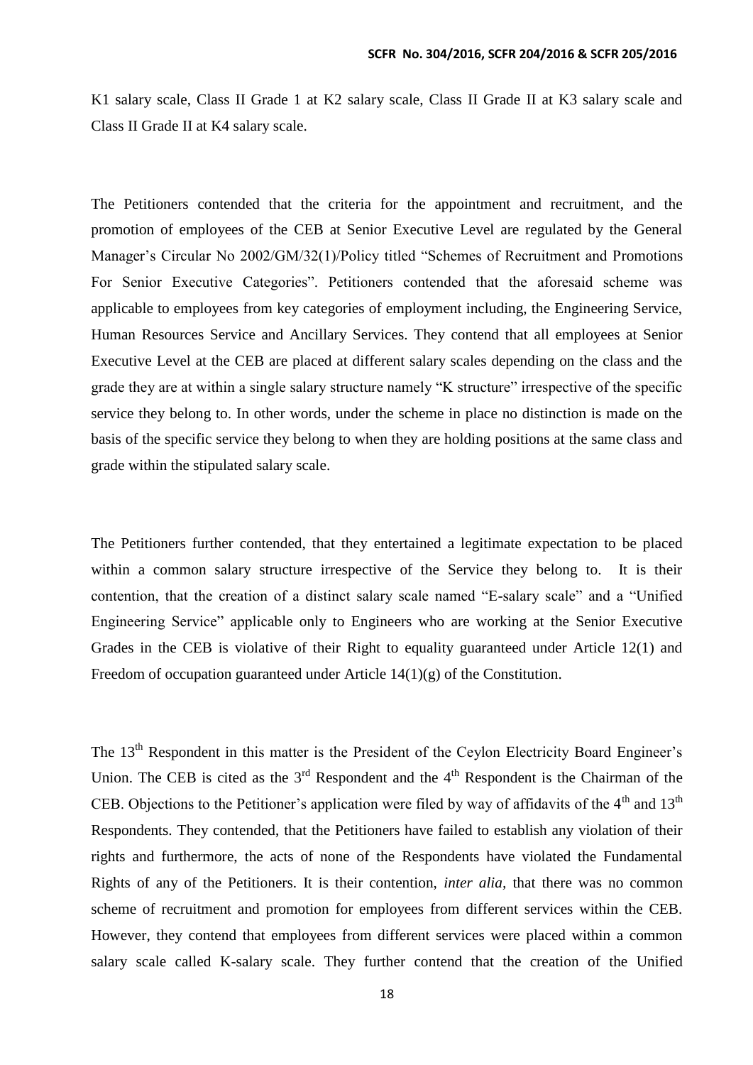K1 salary scale, Class II Grade 1 at K2 salary scale, Class II Grade II at K3 salary scale and Class II Grade II at K4 salary scale.

The Petitioners contended that the criteria for the appointment and recruitment, and the promotion of employees of the CEB at Senior Executive Level are regulated by the General Manager's Circular No 2002/GM/32(1)/Policy titled "Schemes of Recruitment and Promotions For Senior Executive Categories". Petitioners contended that the aforesaid scheme was applicable to employees from key categories of employment including, the Engineering Service, Human Resources Service and Ancillary Services. They contend that all employees at Senior Executive Level at the CEB are placed at different salary scales depending on the class and the grade they are at within a single salary structure namely "K structure" irrespective of the specific service they belong to. In other words, under the scheme in place no distinction is made on the basis of the specific service they belong to when they are holding positions at the same class and grade within the stipulated salary scale.

The Petitioners further contended, that they entertained a legitimate expectation to be placed within a common salary structure irrespective of the Service they belong to. It is their contention, that the creation of a distinct salary scale named "E-salary scale" and a "Unified Engineering Service" applicable only to Engineers who are working at the Senior Executive Grades in the CEB is violative of their Right to equality guaranteed under Article 12(1) and Freedom of occupation guaranteed under Article 14(1)(g) of the Constitution.

The 13th Respondent in this matter is the President of the Ceylon Electricity Board Engineer's Union. The CEB is cited as the 3rd Respondent and the 4th Respondent is the Chairman of the CEB. Objections to the Petitioner's application were filed by way of affidavits of the 4th and 13th Respondents. They contended, that the Petitioners have failed to establish any violation of their rights and furthermore, the acts of none of the Respondents have violated the Fundamental Rights of any of the Petitioners. It is their contention, *inter alia,* that there was no common scheme of recruitment and promotion for employees from different services within the CEB. However, they contend that employees from different services were placed within a common salary scale called K-salary scale. They further contend that the creation of the Unified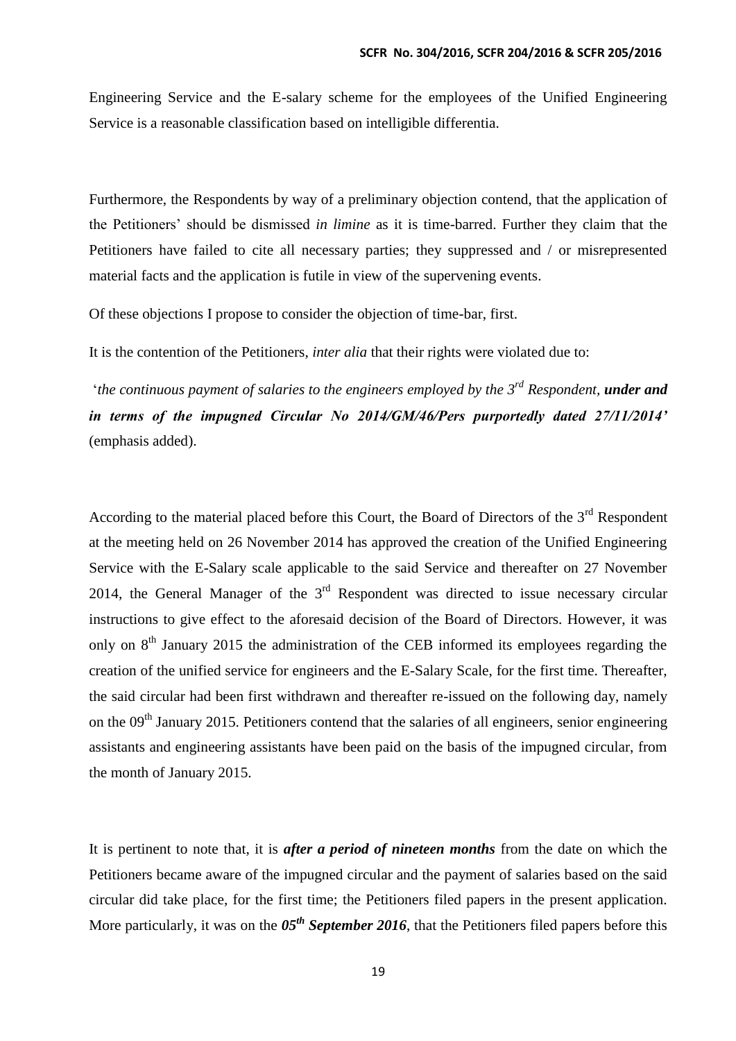Engineering Service and the E-salary scheme for the employees of the Unified Engineering Service is a reasonable classification based on intelligible differentia.

Furthermore, the Respondents by way of a preliminary objection contend, that the application of the Petitioners' should be dismissed *in limine* as it is time-barred. Further they claim that the Petitioners have failed to cite all necessary parties; they suppressed and / or misrepresented material facts and the application is futile in view of the supervening events.

Of these objections I propose to consider the objection of time-bar, first.

It is the contention of the Petitioners, *inter alia* that their rights were violated due to:

'*the continuous payment of salaries to the engineers employed by the 3rd Respondent, **under and in terms of the impugned Circular No 2014/GM/46/Pers purportedly dated 27/11/2014'*** (emphasis added).

According to the material placed before this Court, the Board of Directors of the 3rd Respondent at the meeting held on 26 November 2014 has approved the creation of the Unified Engineering Service with the E-Salary scale applicable to the said Service and thereafter on 27 November 2014, the General Manager of the 3rd Respondent was directed to issue necessary circular instructions to give effect to the aforesaid decision of the Board of Directors. However, it was only on 8th January 2015 the administration of the CEB informed its employees regarding the creation of the unified service for engineers and the E-Salary Scale, for the first time. Thereafter, the said circular had been first withdrawn and thereafter re-issued on the following day, namely on the 09th January 2015. Petitioners contend that the salaries of all engineers, senior engineering assistants and engineering assistants have been paid on the basis of the impugned circular, from the month of January 2015.

It is pertinent to note that, it is ***after a period of nineteen months*** from the date on which the Petitioners became aware of the impugned circular and the payment of salaries based on the said circular did take place, for the first time; the Petitioners filed papers in the present application. More particularly, it was on the ***05th September 2016***, that the Petitioners filed papers before this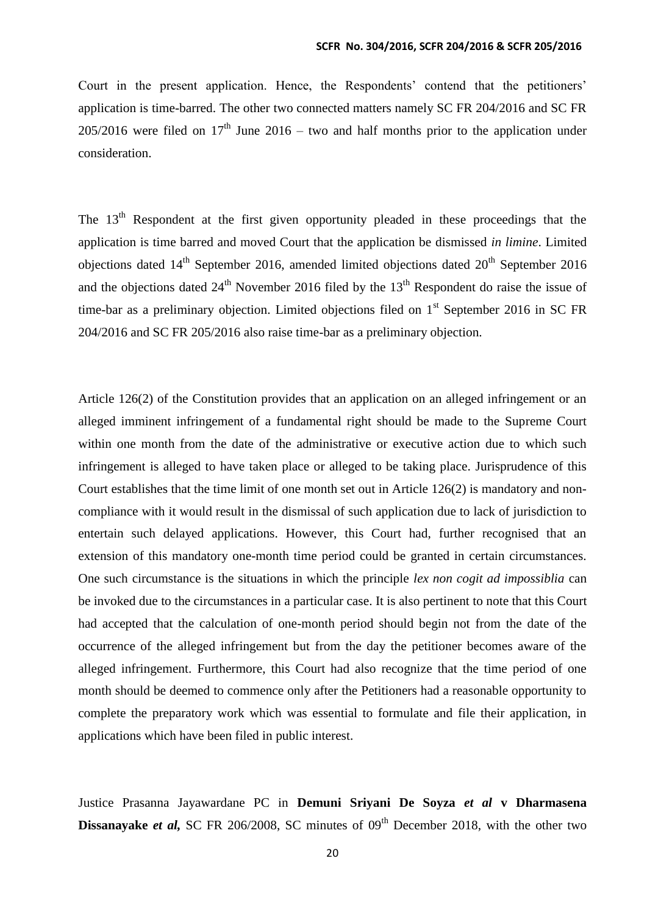Court in the present application. Hence, the Respondents' contend that the petitioners' application is time-barred. The other two connected matters namely SC FR 204/2016 and SC FR 205/2016 were filed on 17th June 2016 – two and half months prior to the application under consideration.

The 13th Respondent at the first given opportunity pleaded in these proceedings that the application is time barred and moved Court that the application be dismissed *in limine*. Limited objections dated 14th September 2016, amended limited objections dated 20th September 2016 and the objections dated 24th November 2016 filed by the 13th Respondent do raise the issue of time-bar as a preliminary objection. Limited objections filed on 1st September 2016 in SC FR 204/2016 and SC FR 205/2016 also raise time-bar as a preliminary objection.

Article 126(2) of the Constitution provides that an application on an alleged infringement or an alleged imminent infringement of a fundamental right should be made to the Supreme Court within one month from the date of the administrative or executive action due to which such infringement is alleged to have taken place or alleged to be taking place. Jurisprudence of this Court establishes that the time limit of one month set out in Article 126(2) is mandatory and non-compliance with it would result in the dismissal of such application due to lack of jurisdiction to entertain such delayed applications. However, this Court had, further recognised that an extension of this mandatory one-month time period could be granted in certain circumstances. One such circumstance is the situations in which the principle *lex non cogit ad impossiblia* can be invoked due to the circumstances in a particular case. It is also pertinent to note that this Court had accepted that the calculation of one-month period should begin not from the date of the occurrence of the alleged infringement but from the day the petitioner becomes aware of the alleged infringement. Furthermore, this Court had also recognize that the time period of one month should be deemed to commence only after the Petitioners had a reasonable opportunity to complete the preparatory work which was essential to formulate and file their application, in applications which have been filed in public interest.

Justice Prasanna Jayawardane PC in **Demuni Sriyani De Soyza *et al* v Dharmasena Dissanayake *et al*,** SC FR 206/2008, SC minutes of 09th December 2018, with the other two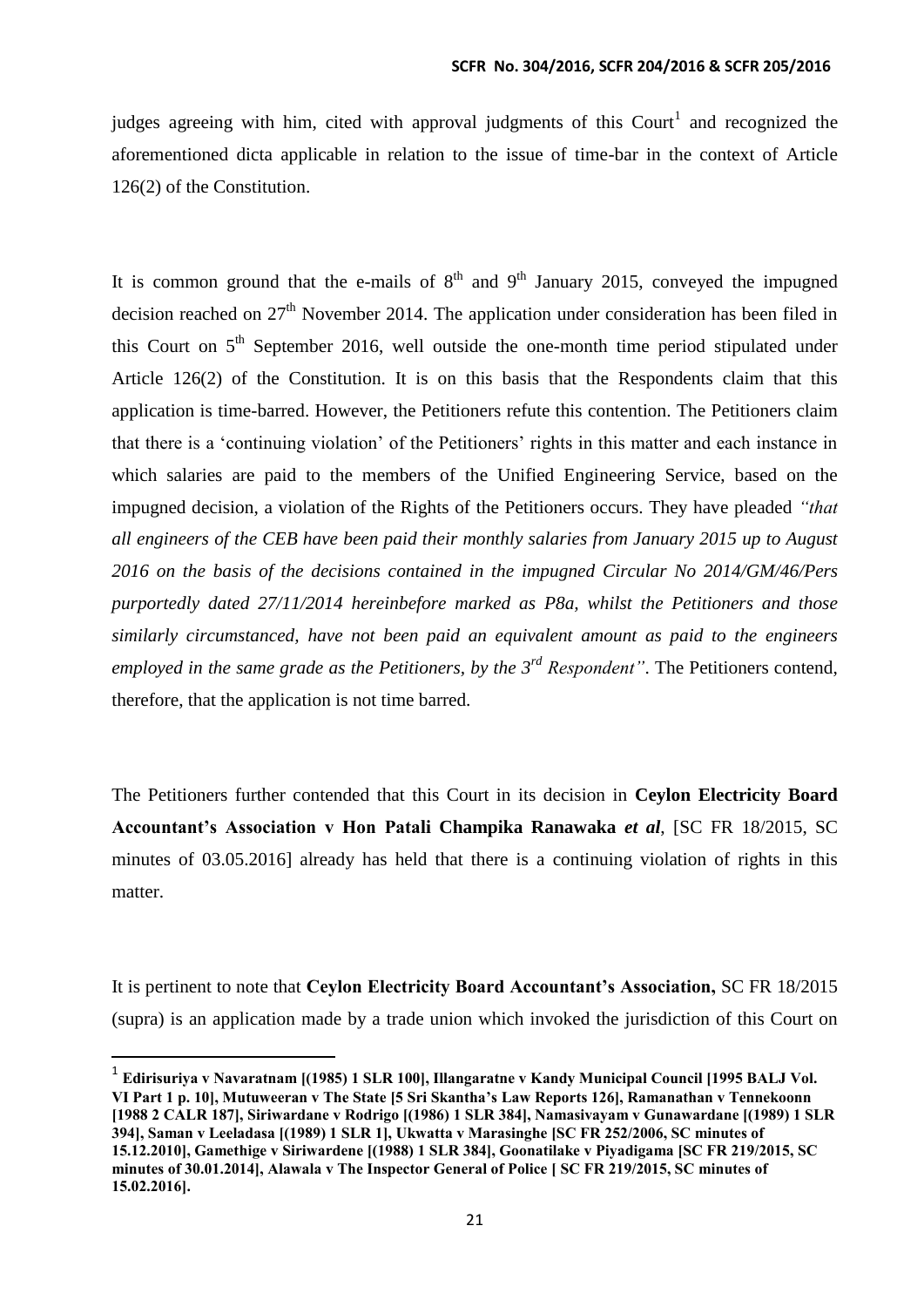judges agreeing with him, cited with approval judgments of this Court[1] and recognized the aforementioned dicta applicable in relation to the issue of time-bar in the context of Article 126(2) of the Constitution.

It is common ground that the e-mails of 8th and 9th January 2015, conveyed the impugned decision reached on 27th November 2014. The application under consideration has been filed in this Court on 5th September 2016, well outside the one-month time period stipulated under Article 126(2) of the Constitution. It is on this basis that the Respondents claim that this application is time-barred. However, the Petitioners refute this contention. The Petitioners claim that there is a 'continuing violation' of the Petitioners' rights in this matter and each instance in which salaries are paid to the members of the Unified Engineering Service, based on the impugned decision, a violation of the Rights of the Petitioners occurs. They have pleaded *"that all engineers of the CEB have been paid their monthly salaries from January 2015 up to August 2016 on the basis of the decisions contained in the impugned Circular No 2014/GM/46/Pers purportedly dated 27/11/2014 hereinbefore marked as P8a, whilst the Petitioners and those similarly circumstanced, have not been paid an equivalent amount as paid to the engineers employed in the same grade as the Petitioners, by the 3rd Respondent"*. The Petitioners contend, therefore, that the application is not time barred.

The Petitioners further contended that this Court in its decision in **Ceylon Electricity Board Accountant's Association v Hon Patali Champika Ranawaka *et al***, [SC FR 18/2015, SC minutes of 03.05.2016] already has held that there is a continuing violation of rights in this matter.

It is pertinent to note that **Ceylon Electricity Board Accountant's Association,** SC FR 18/2015 (supra) is an application made by a trade union which invoked the jurisdiction of this Court on

---

[1] **Edirisuriya v Navaratnam [(1985) 1 SLR 100], Illangaratne v Kandy Municipal Council [1995 BALJ Vol. VI Part 1 p. 10], Mutuweeran v The State [5 Sri Skantha's Law Reports 126], Ramanathan v Tennekoonn [1988 2 CALR 187], Siriwardane v Rodrigo [(1986) 1 SLR 384], Namasivayam v Gunawardane [(1989) 1 SLR 394], Saman v Leeladasa [(1989) 1 SLR 1], Ukwatta v Marasinghe [SC FR 252/2006, SC minutes of 15.12.2010], Gamethige v Siriwardene [(1988) 1 SLR 384], Goonatilake v Piyadigama [SC FR 219/2015, SC minutes of 30.01.2014], Alawala v The Inspector General of Police [ SC FR 219/2015, SC minutes of 15.02.2016].**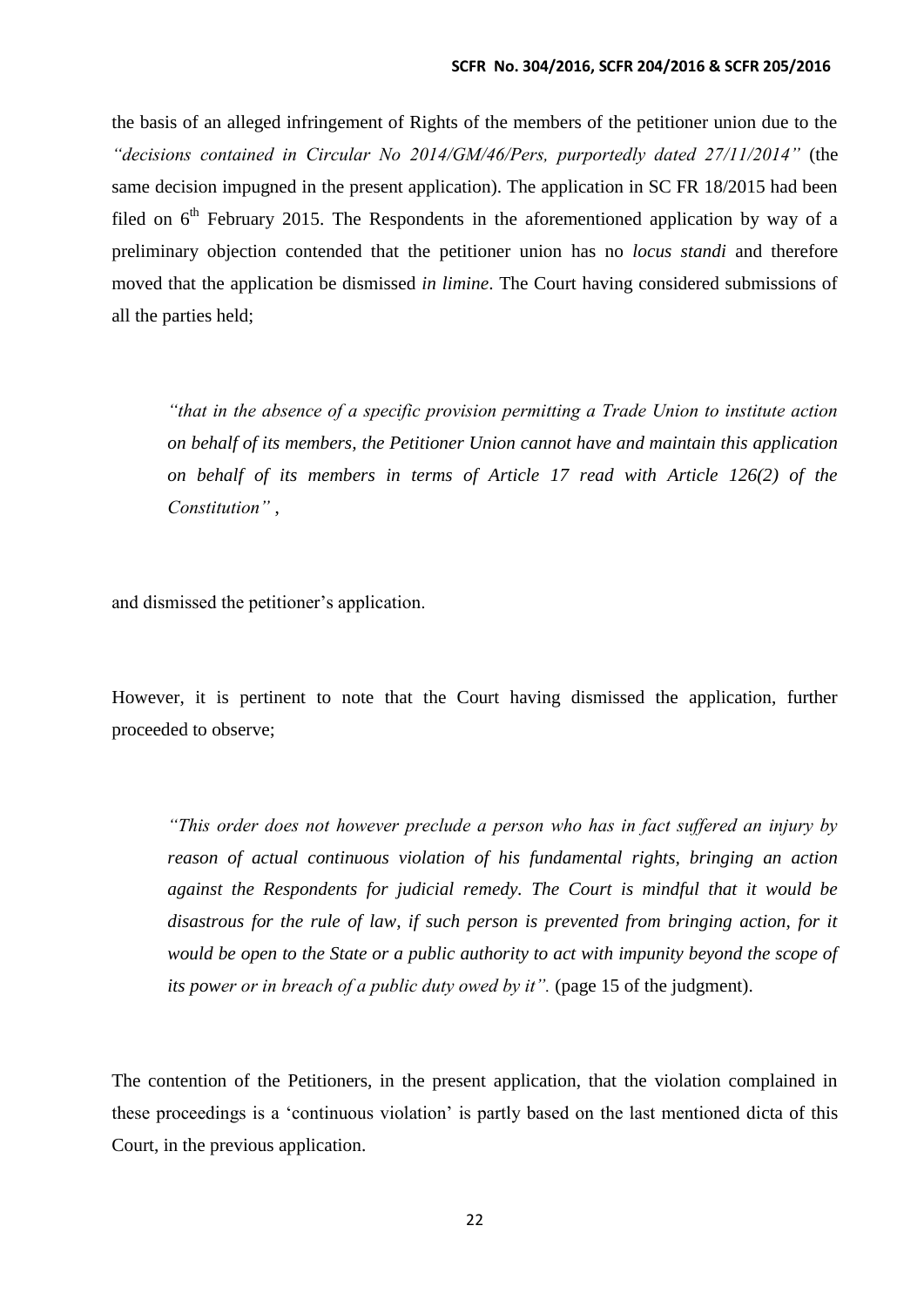the basis of an alleged infringement of Rights of the members of the petitioner union due to the *"decisions contained in Circular No 2014/GM/46/Pers, purportedly dated 27/11/2014"* (the same decision impugned in the present application). The application in SC FR 18/2015 had been filed on 6th February 2015. The Respondents in the aforementioned application by way of a preliminary objection contended that the petitioner union has no *locus standi* and therefore moved that the application be dismissed *in limine*. The Court having considered submissions of all the parties held;

> *"that in the absence of a specific provision permitting a Trade Union to institute action on behalf of its members, the Petitioner Union cannot have and maintain this application on behalf of its members in terms of Article 17 read with Article 126(2) of the Constitution"* ,

and dismissed the petitioner's application.

However, it is pertinent to note that the Court having dismissed the application, further proceeded to observe;

> *"This order does not however preclude a person who has in fact suffered an injury by reason of actual continuous violation of his fundamental rights, bringing an action against the Respondents for judicial remedy. The Court is mindful that it would be disastrous for the rule of law, if such person is prevented from bringing action, for it would be open to the State or a public authority to act with impunity beyond the scope of its power or in breach of a public duty owed by it".* (page 15 of the judgment).

The contention of the Petitioners, in the present application, that the violation complained in these proceedings is a 'continuous violation' is partly based on the last mentioned dicta of this Court, in the previous application.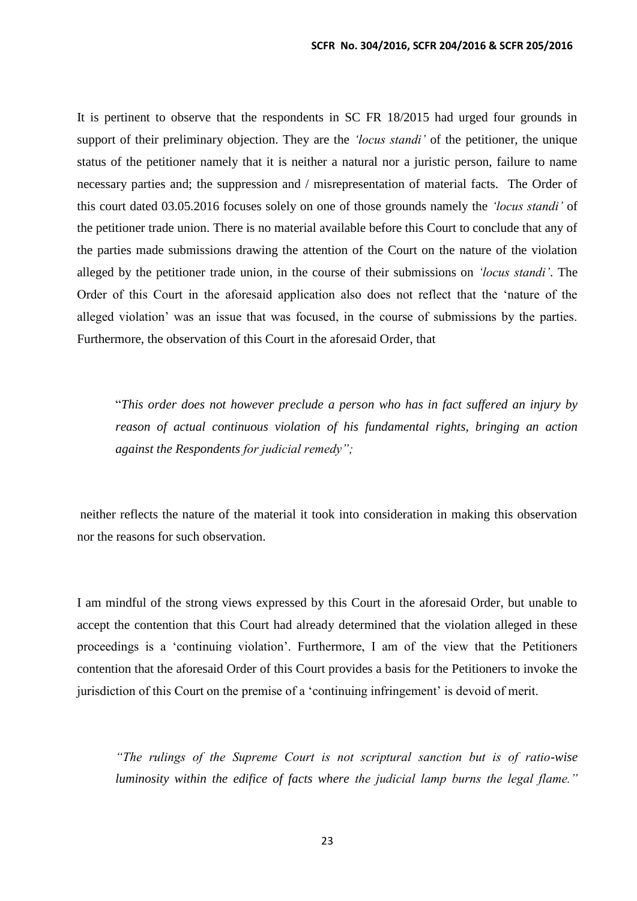It is pertinent to observe that the respondents in SC FR 18/2015 had urged four grounds in support of their preliminary objection. They are the *'locus standi'* of the petitioner, the unique status of the petitioner namely that it is neither a natural nor a juristic person, failure to name necessary parties and; the suppression and / misrepresentation of material facts. The Order of this court dated 03.05.2016 focuses solely on one of those grounds namely the *'locus standi'* of the petitioner trade union. There is no material available before this Court to conclude that any of the parties made submissions drawing the attention of the Court on the nature of the violation alleged by the petitioner trade union, in the course of their submissions on *'locus standi'*. The Order of this Court in the aforesaid application also does not reflect that the 'nature of the alleged violation' was an issue that was focused, in the course of submissions by the parties. Furthermore, the observation of this Court in the aforesaid Order, that

> "*This order does not however preclude a person who has in fact suffered an injury by reason of actual continuous violation of his fundamental rights, bringing an action against the Respondents for judicial remedy";*

neither reflects the nature of the material it took into consideration in making this observation nor the reasons for such observation.

I am mindful of the strong views expressed by this Court in the aforesaid Order, but unable to accept the contention that this Court had already determined that the violation alleged in these proceedings is a 'continuing violation'. Furthermore, I am of the view that the Petitioners contention that the aforesaid Order of this Court provides a basis for the Petitioners to invoke the jurisdiction of this Court on the premise of a 'continuing infringement' is devoid of merit.

> *"The rulings of the Supreme Court is not scriptural sanction but is of ratio-wise luminosity within the edifice of facts where the judicial lamp burns the legal flame."*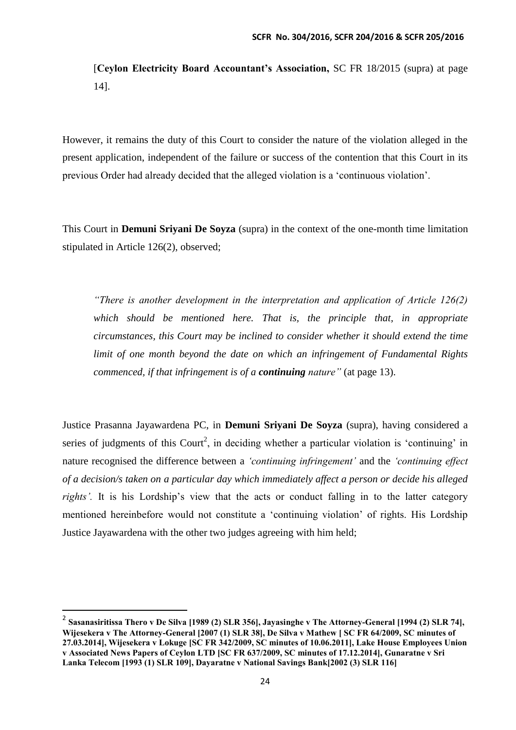[**Ceylon Electricity Board Accountant's Association,** SC FR 18/2015 (supra) at page 14].

However, it remains the duty of this Court to consider the nature of the violation alleged in the present application, independent of the failure or success of the contention that this Court in its previous Order had already decided that the alleged violation is a 'continuous violation'.

This Court in **Demuni Sriyani De Soyza** (supra) in the context of the one-month time limitation stipulated in Article 126(2), observed;

> *"There is another development in the interpretation and application of Article 126(2) which should be mentioned here. That is, the principle that, in appropriate circumstances, this Court may be inclined to consider whether it should extend the time limit of one month beyond the date on which an infringement of Fundamental Rights commenced, if that infringement is of a **continuing** nature"* (at page 13).

Justice Prasanna Jayawardena PC, in **Demuni Sriyani De Soyza** (supra), having considered a series of judgments of this Court[2], in deciding whether a particular violation is 'continuing' in nature recognised the difference between a *'continuing infringement'* and the *'continuing effect of a decision/s taken on a particular day which immediately affect a person or decide his alleged rights'.* It is his Lordship's view that the acts or conduct falling in to the latter category mentioned hereinbefore would not constitute a 'continuing violation' of rights. His Lordship Justice Jayawardena with the other two judges agreeing with him held;

---

[2] **Sasanasiritissa Thero v De Silva [1989 (2) SLR 356], Jayasinghe v The Attorney-General [1994 (2) SLR 74], Wijesekera v The Attorney-General [2007 (1) SLR 38], De Silva v Mathew [ SC FR 64/2009, SC minutes of 27.03.2014], Wijesekera v Lokuge [SC FR 342/2009, SC minutes of 10.06.2011], Lake House Employees Union v Associated News Papers of Ceylon LTD [SC FR 637/2009, SC minutes of 17.12.2014], Gunaratne v Sri Lanka Telecom [1993 (1) SLR 109], Dayaratne v National Savings Bank[2002 (3) SLR 116]**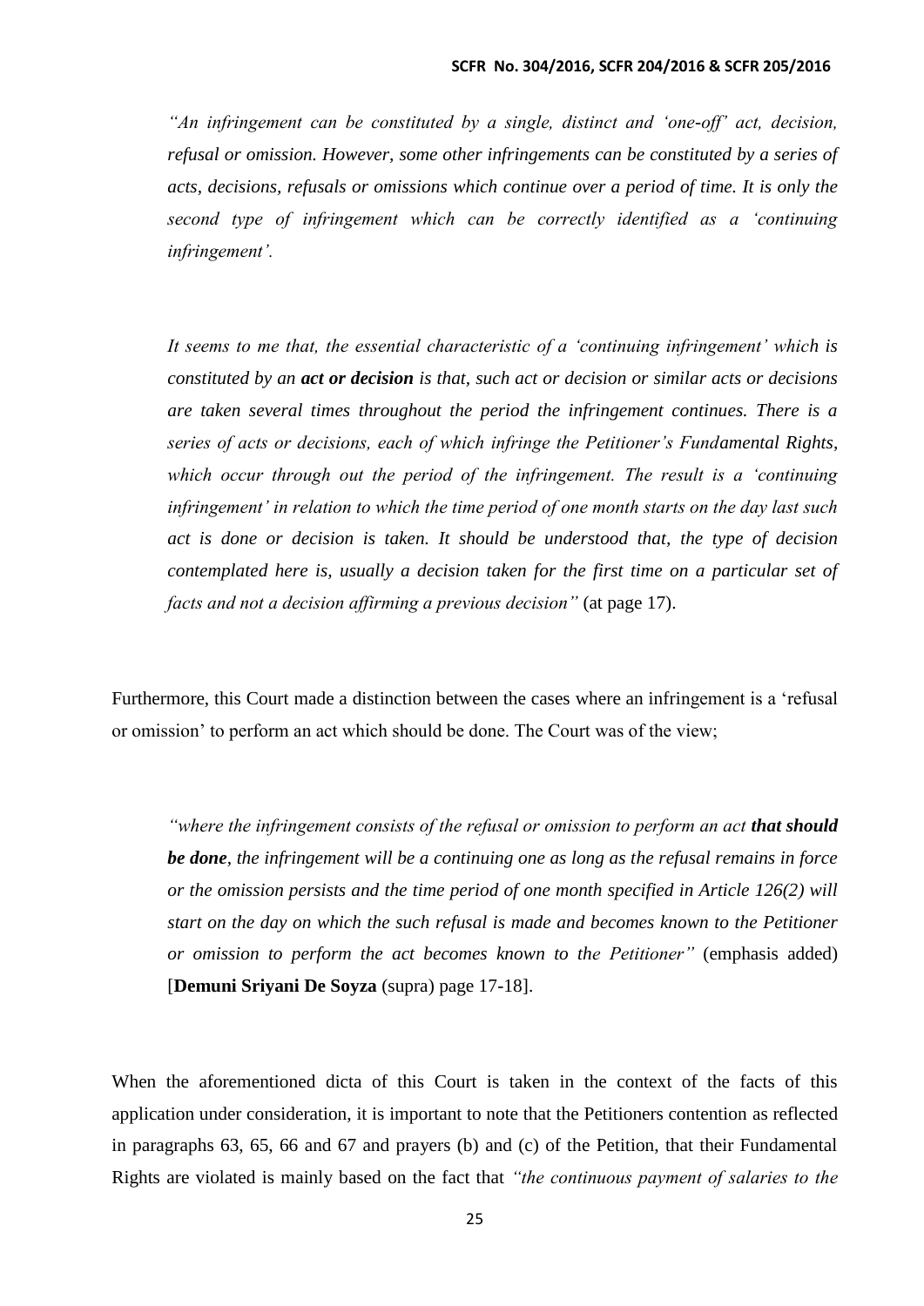*"An infringement can be constituted by a single, distinct and 'one-off' act, decision, refusal or omission. However, some other infringements can be constituted by a series of acts, decisions, refusals or omissions which continue over a period of time. It is only the second type of infringement which can be correctly identified as a 'continuing infringement'.*

*It seems to me that, the essential characteristic of a 'continuing infringement' which is constituted by an **act or decision** is that, such act or decision or similar acts or decisions are taken several times throughout the period the infringement continues. There is a series of acts or decisions, each of which infringe the Petitioner's Fundamental Rights, which occur through out the period of the infringement. The result is a 'continuing infringement' in relation to which the time period of one month starts on the day last such act is done or decision is taken. It should be understood that, the type of decision contemplated here is, usually a decision taken for the first time on a particular set of facts and not a decision affirming a previous decision"* (at page 17).

Furthermore, this Court made a distinction between the cases where an infringement is a 'refusal or omission' to perform an act which should be done. The Court was of the view;

*"where the infringement consists of the refusal or omission to perform an act **that should be done**, the infringement will be a continuing one as long as the refusal remains in force or the omission persists and the time period of one month specified in Article 126(2) will start on the day on which the such refusal is made and becomes known to the Petitioner or omission to perform the act becomes known to the Petitioner"* (emphasis added) [**Demuni Sriyani De Soyza** (supra) page 17-18].

When the aforementioned dicta of this Court is taken in the context of the facts of this application under consideration, it is important to note that the Petitioners contention as reflected in paragraphs 63, 65, 66 and 67 and prayers (b) and (c) of the Petition, that their Fundamental Rights are violated is mainly based on the fact that *"the continuous payment of salaries to the*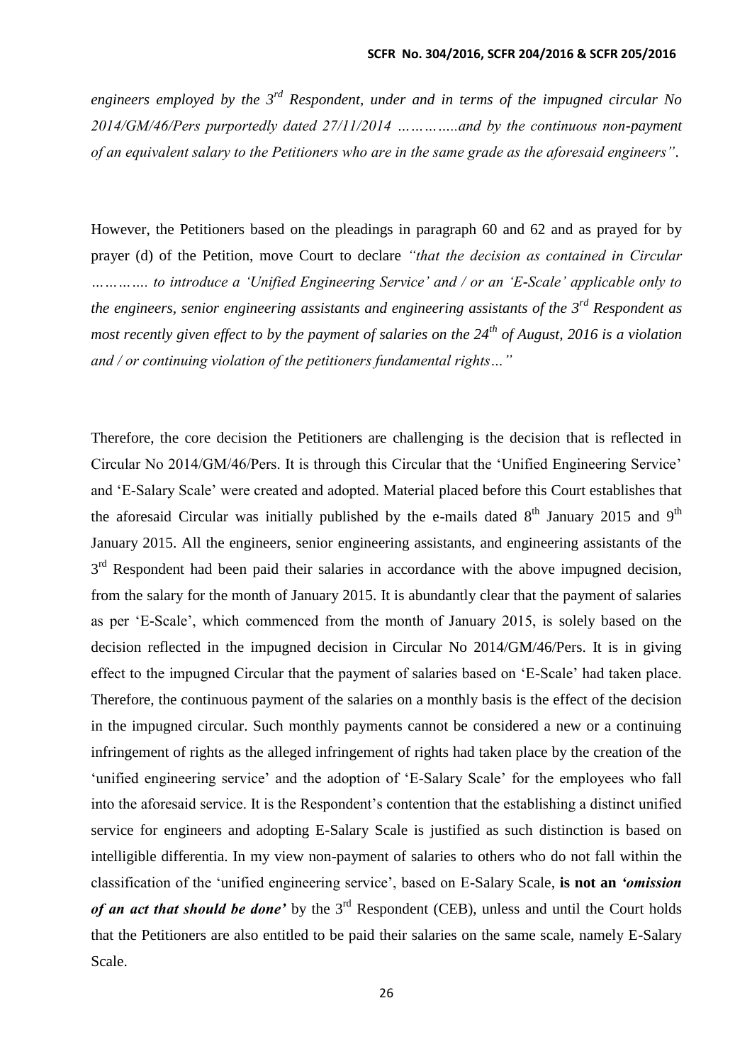*engineers employed by the 3rd Respondent, under and in terms of the impugned circular No 2014/GM/46/Pers purportedly dated 27/11/2014 …………..and by the continuous non-payment of an equivalent salary to the Petitioners who are in the same grade as the aforesaid engineers"*.

However, the Petitioners based on the pleadings in paragraph 60 and 62 and as prayed for by prayer (d) of the Petition, move Court to declare *"that the decision as contained in Circular …………. to introduce a 'Unified Engineering Service' and / or an 'E-Scale' applicable only to the engineers, senior engineering assistants and engineering assistants of the 3rd Respondent as most recently given effect to by the payment of salaries on the 24th of August, 2016 is a violation and / or continuing violation of the petitioners fundamental rights…"*

Therefore, the core decision the Petitioners are challenging is the decision that is reflected in Circular No 2014/GM/46/Pers. It is through this Circular that the 'Unified Engineering Service' and 'E-Salary Scale' were created and adopted. Material placed before this Court establishes that the aforesaid Circular was initially published by the e-mails dated 8th January 2015 and 9th January 2015. All the engineers, senior engineering assistants, and engineering assistants of the 3rd Respondent had been paid their salaries in accordance with the above impugned decision, from the salary for the month of January 2015. It is abundantly clear that the payment of salaries as per 'E-Scale', which commenced from the month of January 2015, is solely based on the decision reflected in the impugned decision in Circular No 2014/GM/46/Pers. It is in giving effect to the impugned Circular that the payment of salaries based on 'E-Scale' had taken place. Therefore, the continuous payment of the salaries on a monthly basis is the effect of the decision in the impugned circular. Such monthly payments cannot be considered a new or a continuing infringement of rights as the alleged infringement of rights had taken place by the creation of the 'unified engineering service' and the adoption of 'E-Salary Scale' for the employees who fall into the aforesaid service. It is the Respondent's contention that the establishing a distinct unified service for engineers and adopting E-Salary Scale is justified as such distinction is based on intelligible differentia. In my view non-payment of salaries to others who do not fall within the classification of the 'unified engineering service', based on E-Salary Scale, **is not an *'omission of an act that should be done'*** by the 3rd Respondent (CEB), unless and until the Court holds that the Petitioners are also entitled to be paid their salaries on the same scale, namely E-Salary Scale.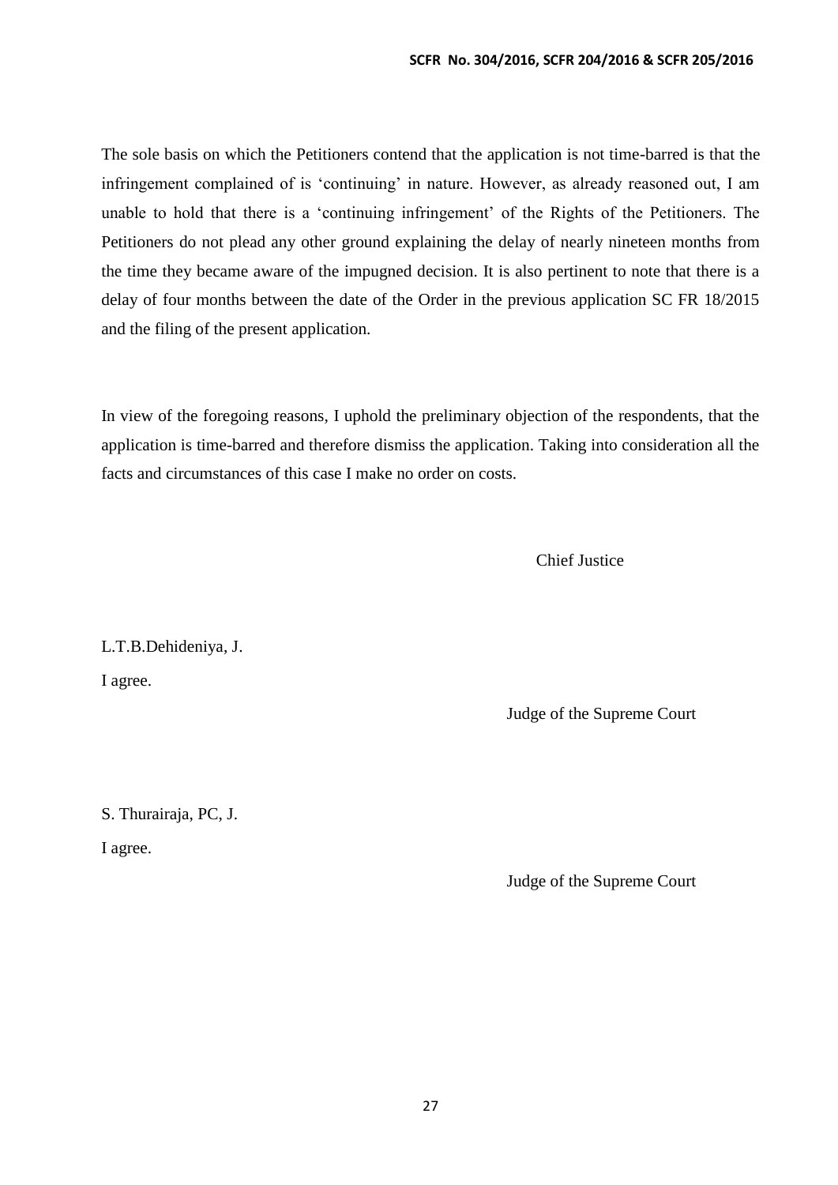The sole basis on which the Petitioners contend that the application is not time-barred is that the infringement complained of is 'continuing' in nature. However, as already reasoned out, I am unable to hold that there is a 'continuing infringement' of the Rights of the Petitioners. The Petitioners do not plead any other ground explaining the delay of nearly nineteen months from the time they became aware of the impugned decision. It is also pertinent to note that there is a delay of four months between the date of the Order in the previous application SC FR 18/2015 and the filing of the present application.

In view of the foregoing reasons, I uphold the preliminary objection of the respondents, that the application is time-barred and therefore dismiss the application. Taking into consideration all the facts and circumstances of this case I make no order on costs.

Chief Justice

L.T.B.Dehideniya, J.

I agree.

Judge of the Supreme Court

S. Thurairaja, PC, J.

I agree.

Judge of the Supreme Court